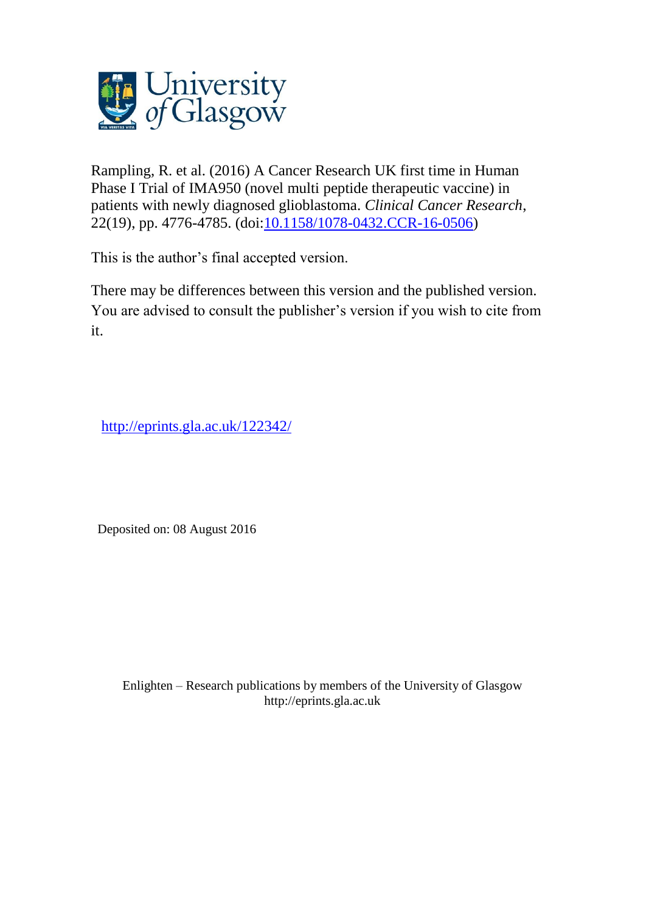Rampling, R. et al. (2016) A Cancer Research UK first time in Human Phase I Trial of IMA950 (novel multi peptide therapeutic vaccine) in patients with newly diagnosed glioblastoma. *Clinical Cancer Research*, 22(19), pp. 4776-4785. (doi:10.1158/1078-0432.CCR-16-0506)

This is the author's final accepted version.

There may be differences between this version and the published version. You are advised to consult the publisher's version if you wish to cite from it.

http://eprints.gla.ac.uk/122342/

Deposited on: 08 August 2016

Enlighten – Research publications by members of the University of Glasgow
http://eprints.gla.ac.uk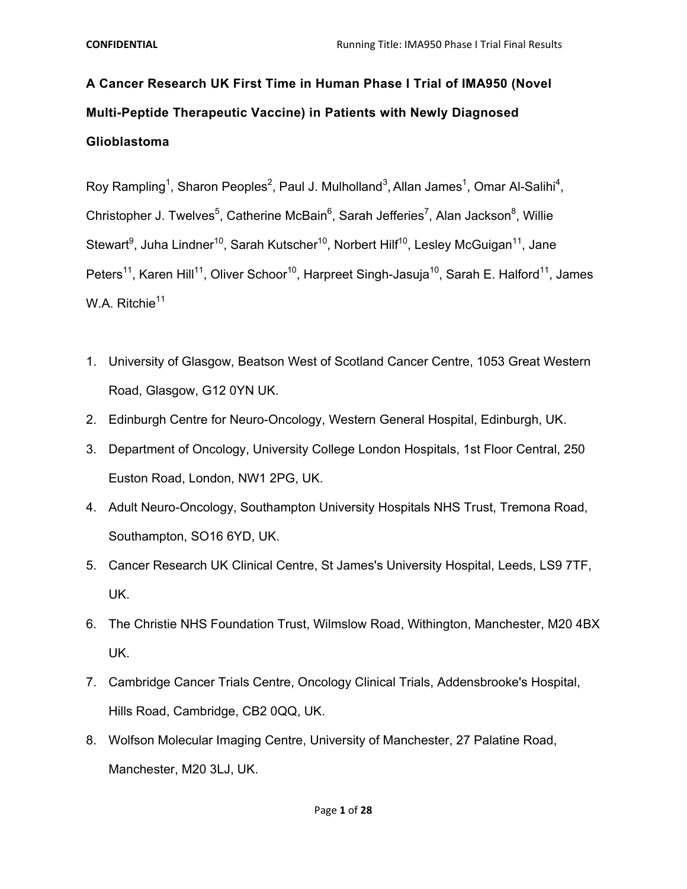# A Cancer Research UK First Time in Human Phase I Trial of IMA950 (Novel Multi-Peptide Therapeutic Vaccine) in Patients with Newly Diagnosed Glioblastoma

Roy Rampling[1], Sharon Peoples[2], Paul J. Mulholland[3], Allan James[1], Omar Al-Salihi[4], Christopher J. Twelves[5], Catherine McBain[6], Sarah Jefferies[7], Alan Jackson[8], Willie Stewart[9], Juha Lindner[10], Sarah Kutscher[10], Norbert Hilf[10], Lesley McGuigan[11], Jane Peters[11], Karen Hill[11], Oliver Schoor[10], Harpreet Singh-Jasuja[10], Sarah E. Halford[11], James W.A. Ritchie[11]

1. University of Glasgow, Beatson West of Scotland Cancer Centre, 1053 Great Western Road, Glasgow, G12 0YN UK.
2. Edinburgh Centre for Neuro-Oncology, Western General Hospital, Edinburgh, UK.
3. Department of Oncology, University College London Hospitals, 1st Floor Central, 250 Euston Road, London, NW1 2PG, UK.
4. Adult Neuro-Oncology, Southampton University Hospitals NHS Trust, Tremona Road, Southampton, SO16 6YD, UK.
5. Cancer Research UK Clinical Centre, St James's University Hospital, Leeds, LS9 7TF, UK.
6. The Christie NHS Foundation Trust, Wilmslow Road, Withington, Manchester, M20 4BX UK.
7. Cambridge Cancer Trials Centre, Oncology Clinical Trials, Addensbrooke's Hospital, Hills Road, Cambridge, CB2 0QQ, UK.
8. Wolfson Molecular Imaging Centre, University of Manchester, 27 Palatine Road, Manchester, M20 3LJ, UK.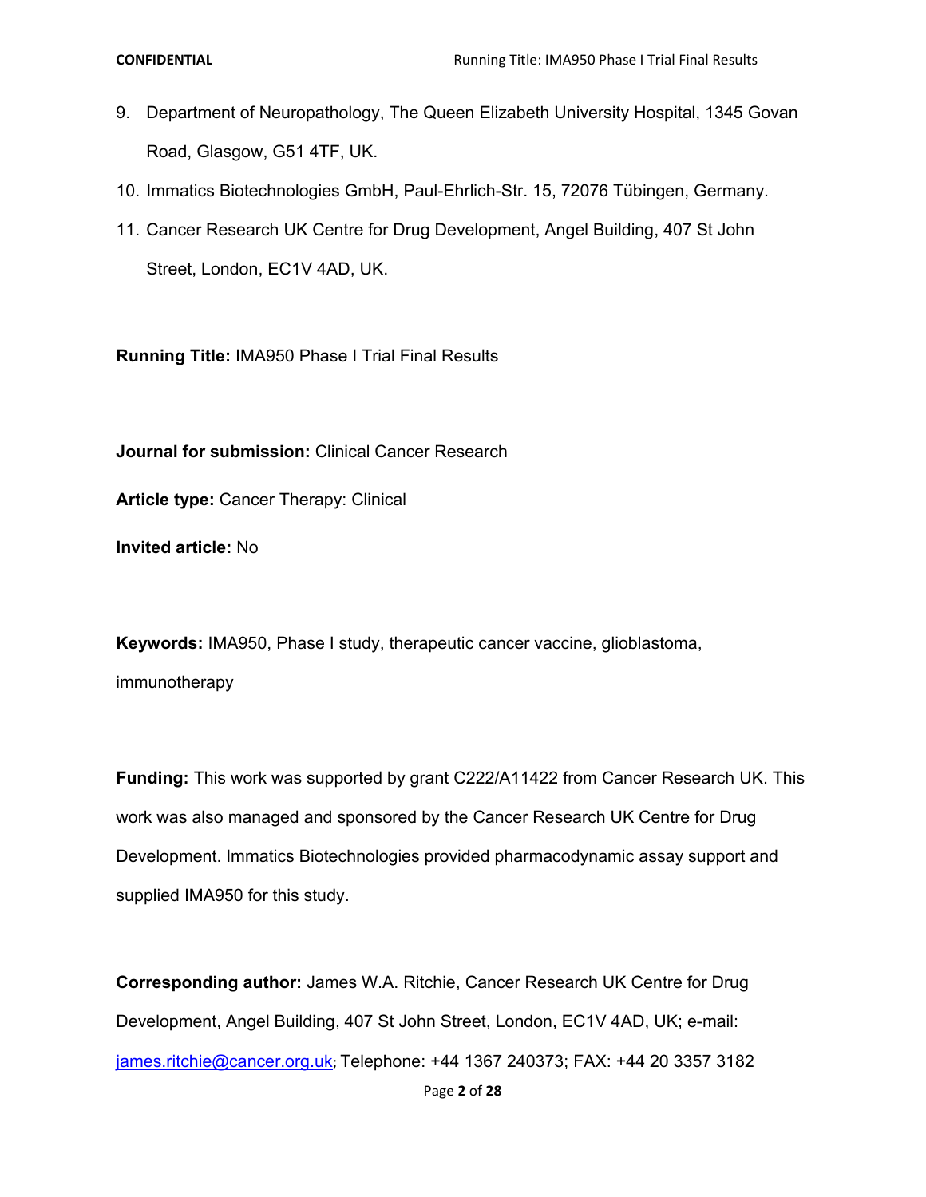9. Department of Neuropathology, The Queen Elizabeth University Hospital, 1345 Govan Road, Glasgow, G51 4TF, UK.
10. Immatics Biotechnologies GmbH, Paul-Ehrlich-Str. 15, 72076 Tübingen, Germany.
11. Cancer Research UK Centre for Drug Development, Angel Building, 407 St John Street, London, EC1V 4AD, UK.

**Running Title:** IMA950 Phase I Trial Final Results

**Journal for submission:** Clinical Cancer Research

**Article type:** Cancer Therapy: Clinical

**Invited article:** No

**Keywords:** IMA950, Phase I study, therapeutic cancer vaccine, glioblastoma, immunotherapy

**Funding:** This work was supported by grant C222/A11422 from Cancer Research UK. This work was also managed and sponsored by the Cancer Research UK Centre for Drug Development. Immatics Biotechnologies provided pharmacodynamic assay support and supplied IMA950 for this study.

**Corresponding author:** James W.A. Ritchie, Cancer Research UK Centre for Drug Development, Angel Building, 407 St John Street, London, EC1V 4AD, UK; e-mail: james.ritchie@cancer.org.uk; Telephone: +44 1367 240373; FAX: +44 20 3357 3182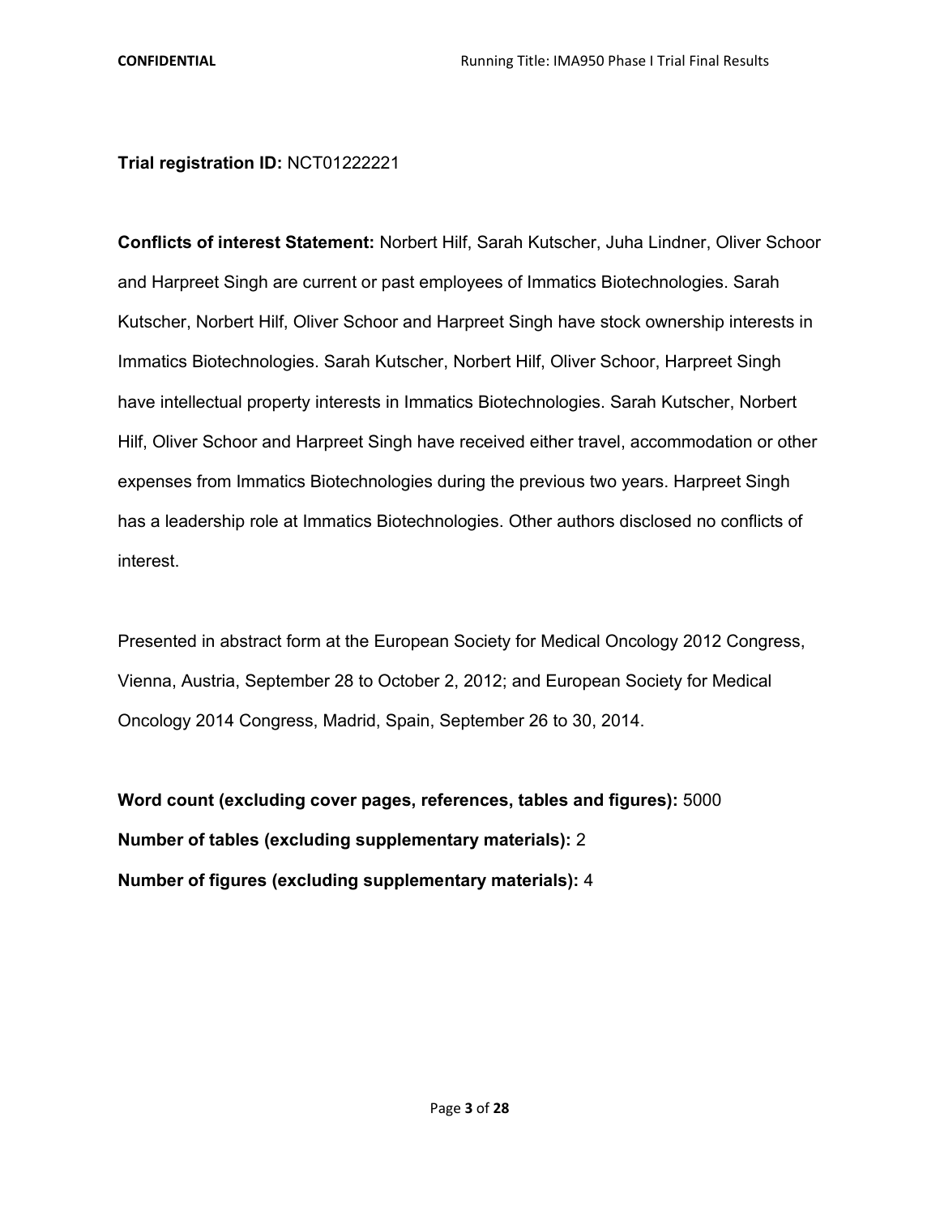**Trial registration ID:** NCT01222221

**Conflicts of interest Statement:** Norbert Hilf, Sarah Kutscher, Juha Lindner, Oliver Schoor and Harpreet Singh are current or past employees of Immatics Biotechnologies. Sarah Kutscher, Norbert Hilf, Oliver Schoor and Harpreet Singh have stock ownership interests in Immatics Biotechnologies. Sarah Kutscher, Norbert Hilf, Oliver Schoor, Harpreet Singh have intellectual property interests in Immatics Biotechnologies. Sarah Kutscher, Norbert Hilf, Oliver Schoor and Harpreet Singh have received either travel, accommodation or other expenses from Immatics Biotechnologies during the previous two years. Harpreet Singh has a leadership role at Immatics Biotechnologies. Other authors disclosed no conflicts of interest.

Presented in abstract form at the European Society for Medical Oncology 2012 Congress, Vienna, Austria, September 28 to October 2, 2012; and European Society for Medical Oncology 2014 Congress, Madrid, Spain, September 26 to 30, 2014.

**Word count (excluding cover pages, references, tables and figures):** 5000
**Number of tables (excluding supplementary materials):** 2
**Number of figures (excluding supplementary materials):** 4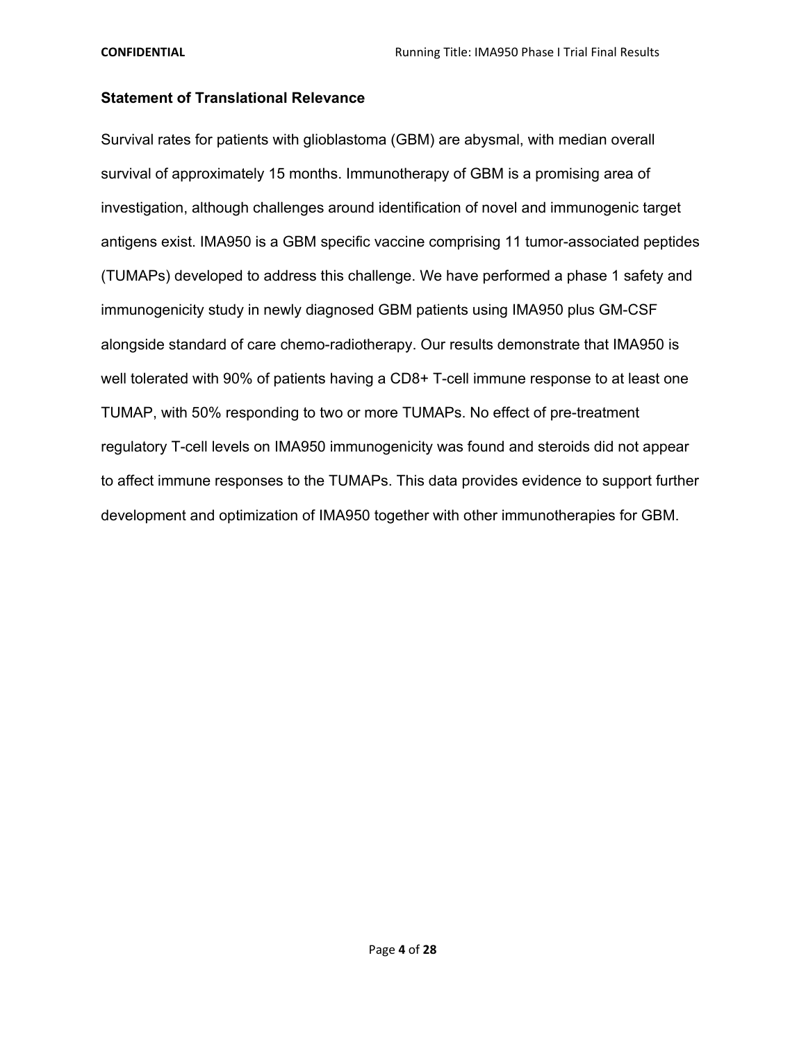## Statement of Translational Relevance

Survival rates for patients with glioblastoma (GBM) are abysmal, with median overall survival of approximately 15 months. Immunotherapy of GBM is a promising area of investigation, although challenges around identification of novel and immunogenic target antigens exist. IMA950 is a GBM specific vaccine comprising 11 tumor-associated peptides (TUMAPs) developed to address this challenge. We have performed a phase 1 safety and immunogenicity study in newly diagnosed GBM patients using IMA950 plus GM-CSF alongside standard of care chemo-radiotherapy. Our results demonstrate that IMA950 is well tolerated with 90% of patients having a CD8+ T-cell immune response to at least one TUMAP, with 50% responding to two or more TUMAPs. No effect of pre-treatment regulatory T-cell levels on IMA950 immunogenicity was found and steroids did not appear to affect immune responses to the TUMAPs. This data provides evidence to support further development and optimization of IMA950 together with other immunotherapies for GBM.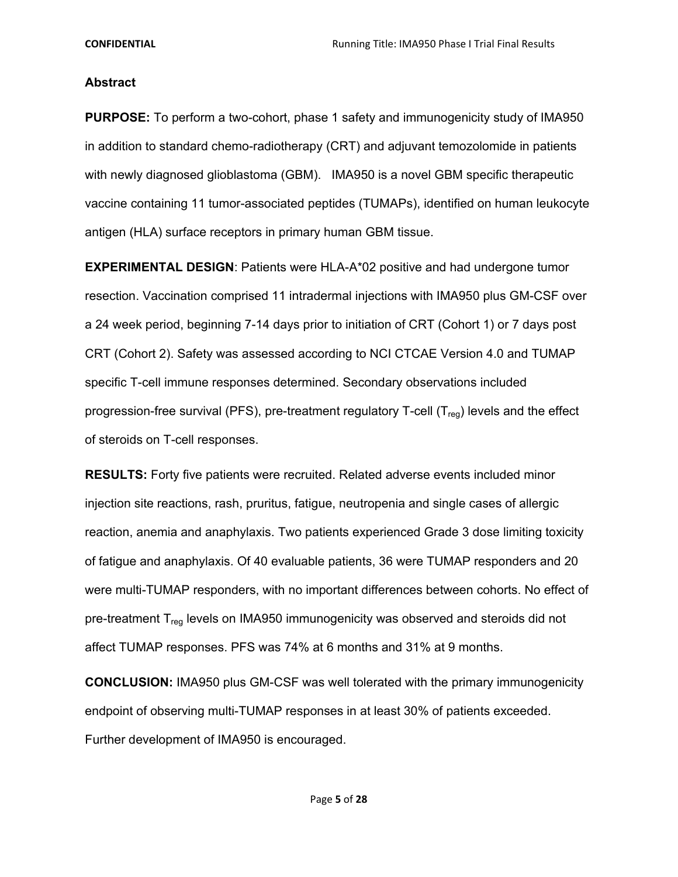## Abstract

**PURPOSE:** To perform a two-cohort, phase 1 safety and immunogenicity study of IMA950 in addition to standard chemo-radiotherapy (CRT) and adjuvant temozolomide in patients with newly diagnosed glioblastoma (GBM). IMA950 is a novel GBM specific therapeutic vaccine containing 11 tumor-associated peptides (TUMAPs), identified on human leukocyte antigen (HLA) surface receptors in primary human GBM tissue.

**EXPERIMENTAL DESIGN**: Patients were HLA-A*02 positive and had undergone tumor resection. Vaccination comprised 11 intradermal injections with IMA950 plus GM-CSF over a 24 week period, beginning 7-14 days prior to initiation of CRT (Cohort 1) or 7 days post CRT (Cohort 2). Safety was assessed according to NCI CTCAE Version 4.0 and TUMAP specific T-cell immune responses determined. Secondary observations included progression-free survival (PFS), pre-treatment regulatory T-cell ($T_{reg}$) levels and the effect of steroids on T-cell responses.

**RESULTS:** Forty five patients were recruited. Related adverse events included minor injection site reactions, rash, pruritus, fatigue, neutropenia and single cases of allergic reaction, anemia and anaphylaxis. Two patients experienced Grade 3 dose limiting toxicity of fatigue and anaphylaxis. Of 40 evaluable patients, 36 were TUMAP responders and 20 were multi-TUMAP responders, with no important differences between cohorts. No effect of pre-treatment $T_{reg}$ levels on IMA950 immunogenicity was observed and steroids did not affect TUMAP responses. PFS was 74% at 6 months and 31% at 9 months.

**CONCLUSION:** IMA950 plus GM-CSF was well tolerated with the primary immunogenicity endpoint of observing multi-TUMAP responses in at least 30% of patients exceeded. Further development of IMA950 is encouraged.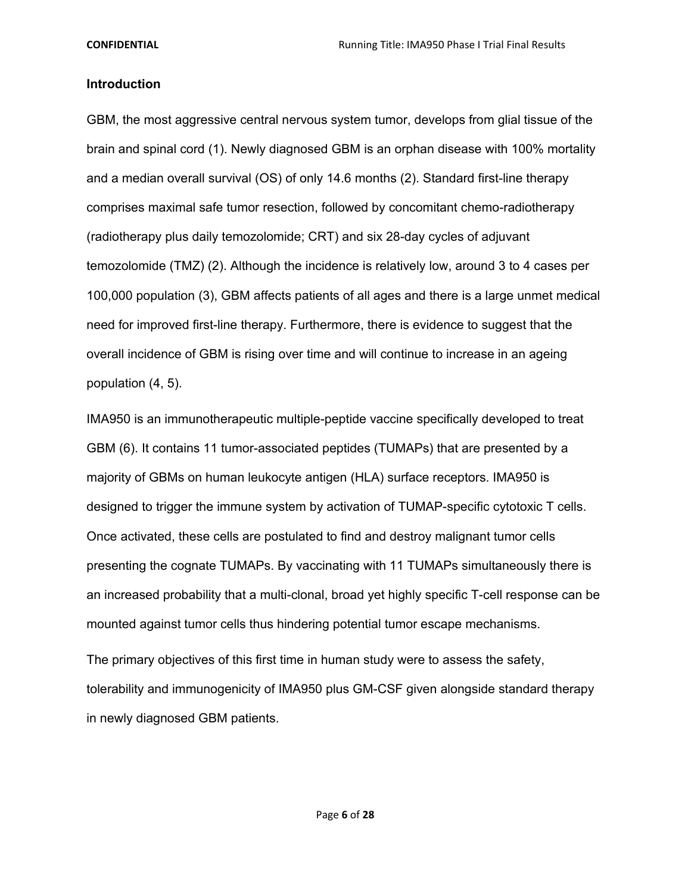## Introduction

GBM, the most aggressive central nervous system tumor, develops from glial tissue of the brain and spinal cord (1). Newly diagnosed GBM is an orphan disease with 100% mortality and a median overall survival (OS) of only 14.6 months (2). Standard first-line therapy comprises maximal safe tumor resection, followed by concomitant chemo-radiotherapy (radiotherapy plus daily temozolomide; CRT) and six 28-day cycles of adjuvant temozolomide (TMZ) (2). Although the incidence is relatively low, around 3 to 4 cases per 100,000 population (3), GBM affects patients of all ages and there is a large unmet medical need for improved first-line therapy. Furthermore, there is evidence to suggest that the overall incidence of GBM is rising over time and will continue to increase in an ageing population (4, 5).

IMA950 is an immunotherapeutic multiple-peptide vaccine specifically developed to treat GBM (6). It contains 11 tumor-associated peptides (TUMAPs) that are presented by a majority of GBMs on human leukocyte antigen (HLA) surface receptors. IMA950 is designed to trigger the immune system by activation of TUMAP-specific cytotoxic T cells. Once activated, these cells are postulated to find and destroy malignant tumor cells presenting the cognate TUMAPs. By vaccinating with 11 TUMAPs simultaneously there is an increased probability that a multi-clonal, broad yet highly specific T-cell response can be mounted against tumor cells thus hindering potential tumor escape mechanisms.

The primary objectives of this first time in human study were to assess the safety, tolerability and immunogenicity of IMA950 plus GM-CSF given alongside standard therapy in newly diagnosed GBM patients.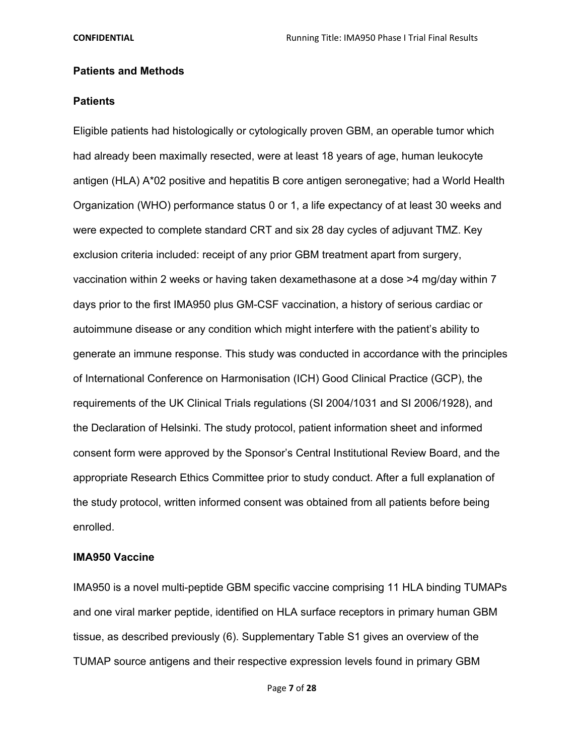## Patients and Methods

### Patients

Eligible patients had histologically or cytologically proven GBM, an operable tumor which had already been maximally resected, were at least 18 years of age, human leukocyte antigen (HLA) A*02 positive and hepatitis B core antigen seronegative; had a World Health Organization (WHO) performance status 0 or 1, a life expectancy of at least 30 weeks and were expected to complete standard CRT and six 28 day cycles of adjuvant TMZ. Key exclusion criteria included: receipt of any prior GBM treatment apart from surgery, vaccination within 2 weeks or having taken dexamethasone at a dose >4 mg/day within 7 days prior to the first IMA950 plus GM-CSF vaccination, a history of serious cardiac or autoimmune disease or any condition which might interfere with the patient's ability to generate an immune response. This study was conducted in accordance with the principles of International Conference on Harmonisation (ICH) Good Clinical Practice (GCP), the requirements of the UK Clinical Trials regulations (SI 2004/1031 and SI 2006/1928), and the Declaration of Helsinki. The study protocol, patient information sheet and informed consent form were approved by the Sponsor's Central Institutional Review Board, and the appropriate Research Ethics Committee prior to study conduct. After a full explanation of the study protocol, written informed consent was obtained from all patients before being enrolled.

### IMA950 Vaccine

IMA950 is a novel multi-peptide GBM specific vaccine comprising 11 HLA binding TUMAPs and one viral marker peptide, identified on HLA surface receptors in primary human GBM tissue, as described previously (6). Supplementary Table S1 gives an overview of the TUMAP source antigens and their respective expression levels found in primary GBM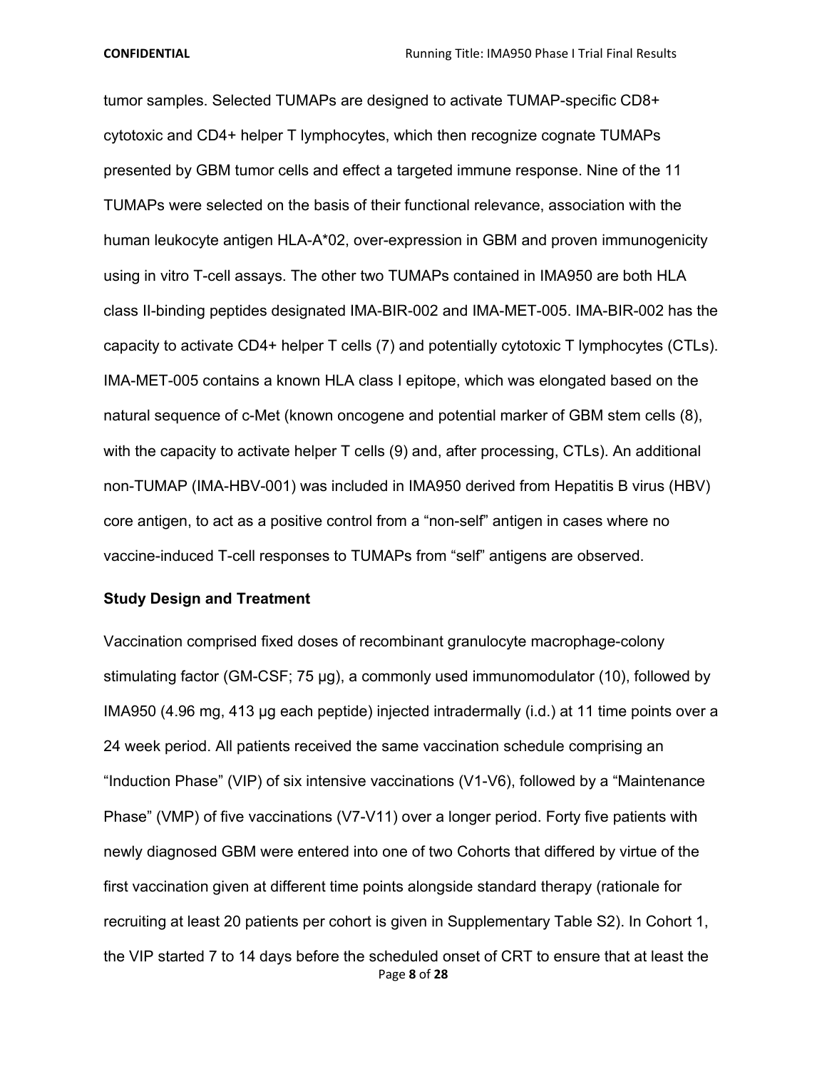tumor samples. Selected TUMAPs are designed to activate TUMAP-specific CD8+ cytotoxic and CD4+ helper T lymphocytes, which then recognize cognate TUMAPs presented by GBM tumor cells and effect a targeted immune response. Nine of the 11 TUMAPs were selected on the basis of their functional relevance, association with the human leukocyte antigen HLA-A*02, over-expression in GBM and proven immunogenicity using in vitro T-cell assays. The other two TUMAPs contained in IMA950 are both HLA class II-binding peptides designated IMA-BIR-002 and IMA-MET-005. IMA-BIR-002 has the capacity to activate CD4+ helper T cells (7) and potentially cytotoxic T lymphocytes (CTLs). IMA-MET-005 contains a known HLA class I epitope, which was elongated based on the natural sequence of c-Met (known oncogene and potential marker of GBM stem cells (8), with the capacity to activate helper T cells (9) and, after processing, CTLs). An additional non-TUMAP (IMA-HBV-001) was included in IMA950 derived from Hepatitis B virus (HBV) core antigen, to act as a positive control from a "non-self" antigen in cases where no vaccine-induced T-cell responses to TUMAPs from "self" antigens are observed.

**Study Design and Treatment**

Vaccination comprised fixed doses of recombinant granulocyte macrophage-colony stimulating factor (GM-CSF; 75 µg), a commonly used immunomodulator (10), followed by IMA950 (4.96 mg, 413 µg each peptide) injected intradermally (i.d.) at 11 time points over a 24 week period. All patients received the same vaccination schedule comprising an "Induction Phase" (VIP) of six intensive vaccinations (V1-V6), followed by a "Maintenance Phase" (VMP) of five vaccinations (V7-V11) over a longer period. Forty five patients with newly diagnosed GBM were entered into one of two Cohorts that differed by virtue of the first vaccination given at different time points alongside standard therapy (rationale for recruiting at least 20 patients per cohort is given in Supplementary Table S2). In Cohort 1, the VIP started 7 to 14 days before the scheduled onset of CRT to ensure that at least the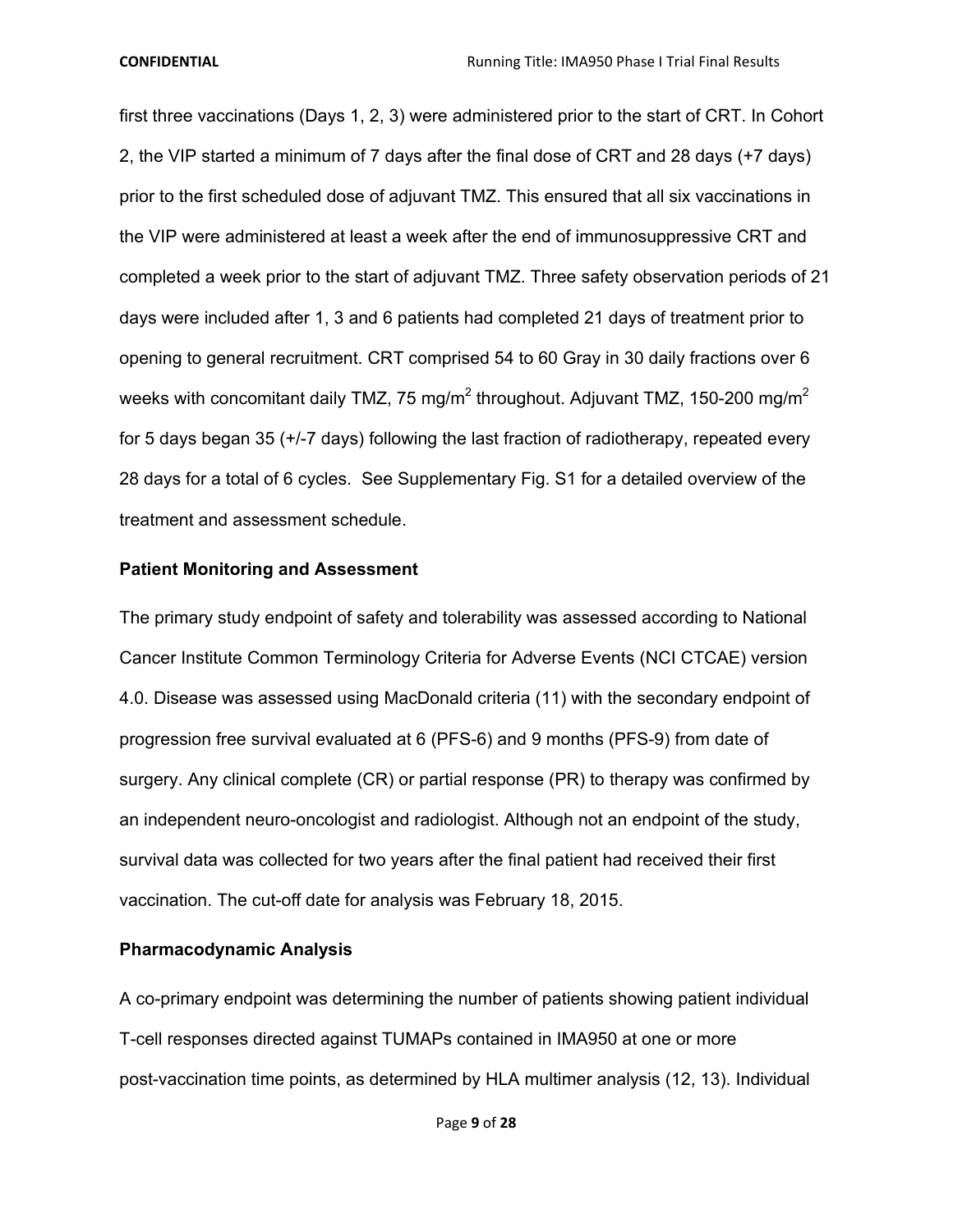first three vaccinations (Days 1, 2, 3) were administered prior to the start of CRT. In Cohort 2, the VIP started a minimum of 7 days after the final dose of CRT and 28 days (+7 days) prior to the first scheduled dose of adjuvant TMZ. This ensured that all six vaccinations in the VIP were administered at least a week after the end of immunosuppressive CRT and completed a week prior to the start of adjuvant TMZ. Three safety observation periods of 21 days were included after 1, 3 and 6 patients had completed 21 days of treatment prior to opening to general recruitment. CRT comprised 54 to 60 Gray in 30 daily fractions over 6 weeks with concomitant daily TMZ, 75 mg/m$^2$ throughout. Adjuvant TMZ, 150-200 mg/m$^2$ for 5 days began 35 (+/-7 days) following the last fraction of radiotherapy, repeated every 28 days for a total of 6 cycles. See Supplementary Fig. S1 for a detailed overview of the treatment and assessment schedule.

### Patient Monitoring and Assessment

The primary study endpoint of safety and tolerability was assessed according to National Cancer Institute Common Terminology Criteria for Adverse Events (NCI CTCAE) version 4.0. Disease was assessed using MacDonald criteria (11) with the secondary endpoint of progression free survival evaluated at 6 (PFS-6) and 9 months (PFS-9) from date of surgery. Any clinical complete (CR) or partial response (PR) to therapy was confirmed by an independent neuro-oncologist and radiologist. Although not an endpoint of the study, survival data was collected for two years after the final patient had received their first vaccination. The cut-off date for analysis was February 18, 2015.

### Pharmacodynamic Analysis

A co-primary endpoint was determining the number of patients showing patient individual T-cell responses directed against TUMAPs contained in IMA950 at one or more post-vaccination time points, as determined by HLA multimer analysis (12, 13). Individual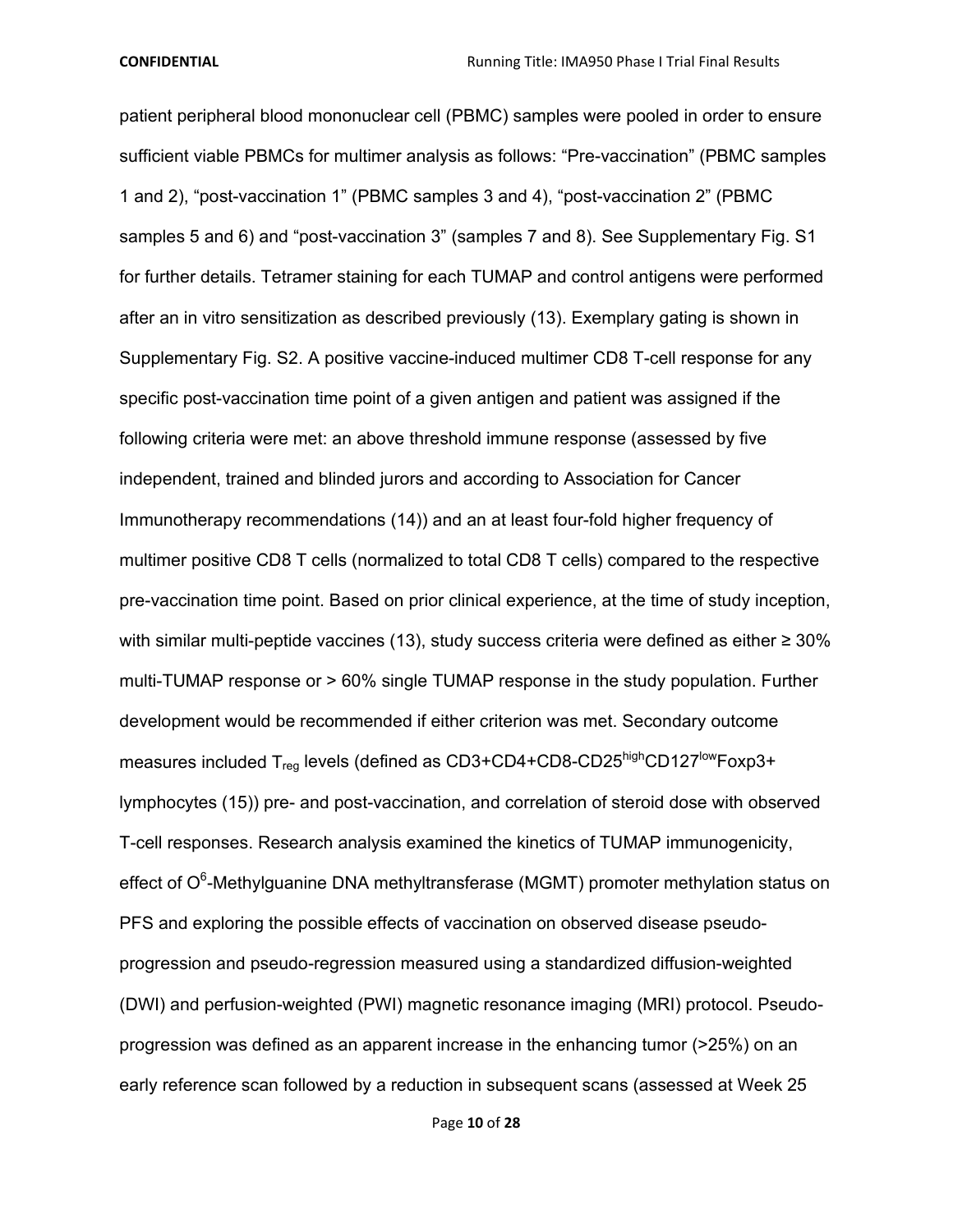patient peripheral blood mononuclear cell (PBMC) samples were pooled in order to ensure sufficient viable PBMCs for multimer analysis as follows: "Pre-vaccination" (PBMC samples 1 and 2), "post-vaccination 1" (PBMC samples 3 and 4), "post-vaccination 2" (PBMC samples 5 and 6) and "post-vaccination 3" (samples 7 and 8). See Supplementary Fig. S1 for further details. Tetramer staining for each TUMAP and control antigens were performed after an in vitro sensitization as described previously (13). Exemplary gating is shown in Supplementary Fig. S2. A positive vaccine-induced multimer CD8 T-cell response for any specific post-vaccination time point of a given antigen and patient was assigned if the following criteria were met: an above threshold immune response (assessed by five independent, trained and blinded jurors and according to Association for Cancer Immunotherapy recommendations (14)) and an at least four-fold higher frequency of multimer positive CD8 T cells (normalized to total CD8 T cells) compared to the respective pre-vaccination time point. Based on prior clinical experience, at the time of study inception, with similar multi-peptide vaccines (13), study success criteria were defined as either ≥ 30% multi-TUMAP response or > 60% single TUMAP response in the study population. Further development would be recommended if either criterion was met. Secondary outcome measures included $T_{reg}$ levels (defined as CD3+CD4+CD8-CD25$^{high}$CD127$^{low}$Foxp3+ lymphocytes (15)) pre- and post-vaccination, and correlation of steroid dose with observed T-cell responses. Research analysis examined the kinetics of TUMAP immunogenicity, effect of $O^6$-Methylguanine DNA methyltransferase (MGMT) promoter methylation status on PFS and exploring the possible effects of vaccination on observed disease pseudo-progression and pseudo-regression measured using a standardized diffusion-weighted (DWI) and perfusion-weighted (PWI) magnetic resonance imaging (MRI) protocol. Pseudo-progression was defined as an apparent increase in the enhancing tumor (>25%) on an early reference scan followed by a reduction in subsequent scans (assessed at Week 25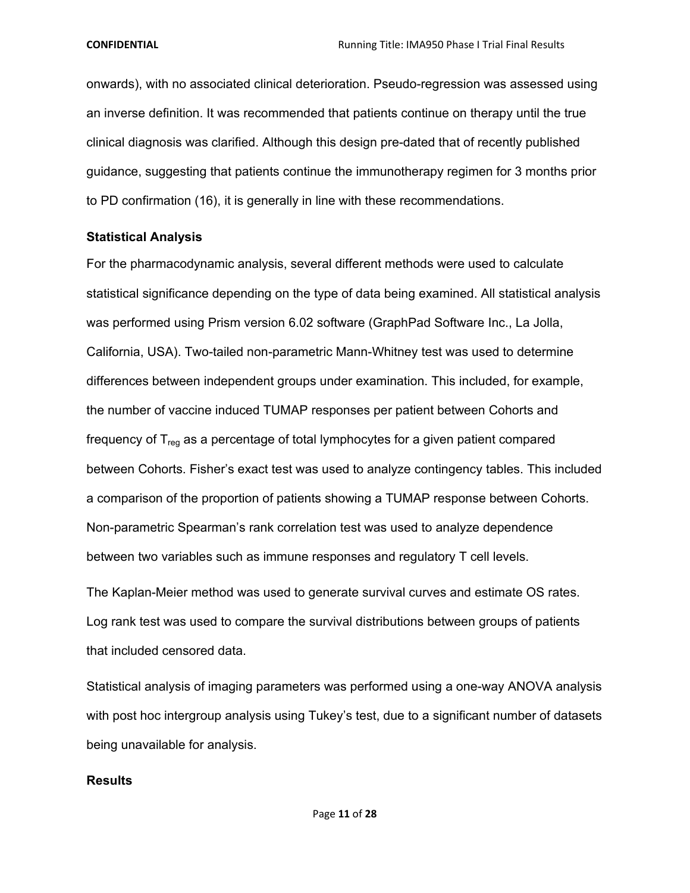onwards), with no associated clinical deterioration. Pseudo-regression was assessed using an inverse definition. It was recommended that patients continue on therapy until the true clinical diagnosis was clarified. Although this design pre-dated that of recently published guidance, suggesting that patients continue the immunotherapy regimen for 3 months prior to PD confirmation (16), it is generally in line with these recommendations.

**Statistical Analysis**

For the pharmacodynamic analysis, several different methods were used to calculate statistical significance depending on the type of data being examined. All statistical analysis was performed using Prism version 6.02 software (GraphPad Software Inc., La Jolla, California, USA). Two-tailed non-parametric Mann-Whitney test was used to determine differences between independent groups under examination. This included, for example, the number of vaccine induced TUMAP responses per patient between Cohorts and frequency of $T_{reg}$ as a percentage of total lymphocytes for a given patient compared between Cohorts. Fisher's exact test was used to analyze contingency tables. This included a comparison of the proportion of patients showing a TUMAP response between Cohorts. Non-parametric Spearman's rank correlation test was used to analyze dependence between two variables such as immune responses and regulatory T cell levels.

The Kaplan-Meier method was used to generate survival curves and estimate OS rates. Log rank test was used to compare the survival distributions between groups of patients that included censored data.

Statistical analysis of imaging parameters was performed using a one-way ANOVA analysis with post hoc intergroup analysis using Tukey's test, due to a significant number of datasets being unavailable for analysis.

**Results**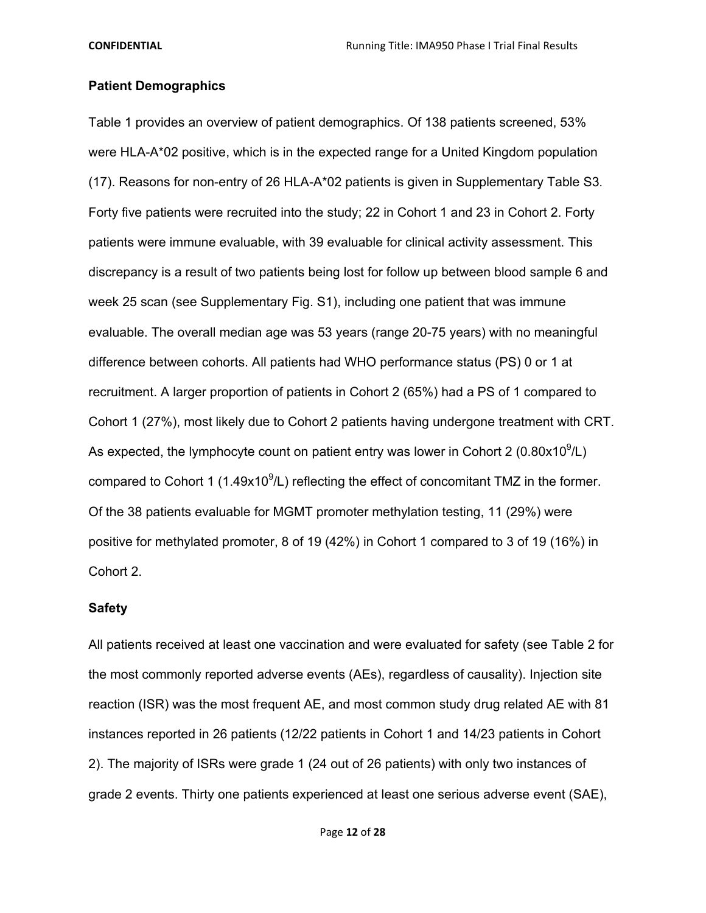## Patient Demographics

Table 1 provides an overview of patient demographics. Of 138 patients screened, 53% were HLA-A*02 positive, which is in the expected range for a United Kingdom population (17). Reasons for non-entry of 26 HLA-A*02 patients is given in Supplementary Table S3. Forty five patients were recruited into the study; 22 in Cohort 1 and 23 in Cohort 2. Forty patients were immune evaluable, with 39 evaluable for clinical activity assessment. This discrepancy is a result of two patients being lost for follow up between blood sample 6 and week 25 scan (see Supplementary Fig. S1), including one patient that was immune evaluable. The overall median age was 53 years (range 20-75 years) with no meaningful difference between cohorts. All patients had WHO performance status (PS) 0 or 1 at recruitment. A larger proportion of patients in Cohort 2 (65%) had a PS of 1 compared to Cohort 1 (27%), most likely due to Cohort 2 patients having undergone treatment with CRT. As expected, the lymphocyte count on patient entry was lower in Cohort 2 ($0.80 \times 10^9$/L) compared to Cohort 1 ($1.49 \times 10^9$/L) reflecting the effect of concomitant TMZ in the former. Of the 38 patients evaluable for MGMT promoter methylation testing, 11 (29%) were positive for methylated promoter, 8 of 19 (42%) in Cohort 1 compared to 3 of 19 (16%) in Cohort 2.

## Safety

All patients received at least one vaccination and were evaluated for safety (see Table 2 for the most commonly reported adverse events (AEs), regardless of causality). Injection site reaction (ISR) was the most frequent AE, and most common study drug related AE with 81 instances reported in 26 patients (12/22 patients in Cohort 1 and 14/23 patients in Cohort 2). The majority of ISRs were grade 1 (24 out of 26 patients) with only two instances of grade 2 events. Thirty one patients experienced at least one serious adverse event (SAE),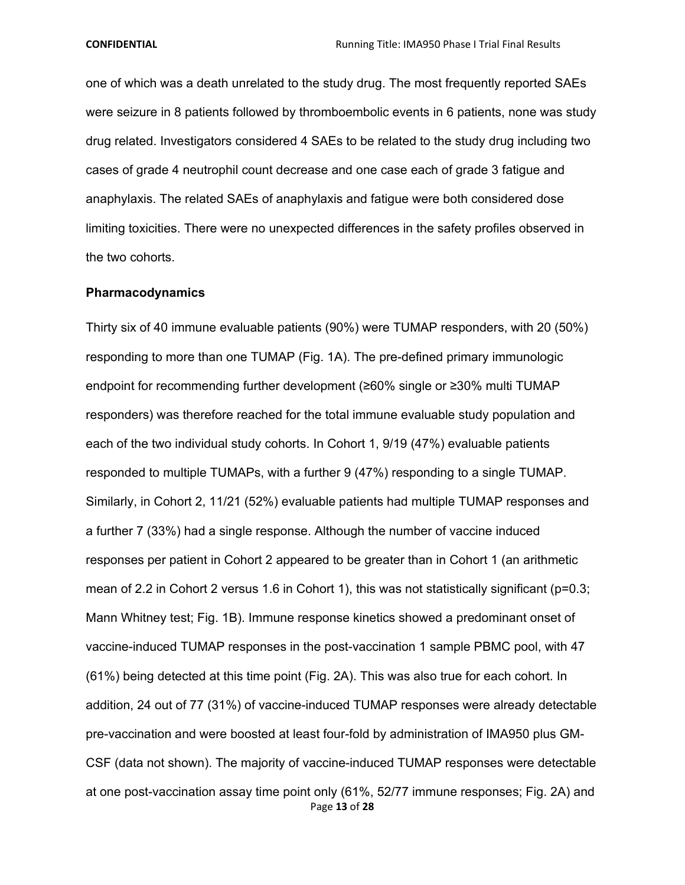one of which was a death unrelated to the study drug. The most frequently reported SAEs were seizure in 8 patients followed by thromboembolic events in 6 patients, none was study drug related. Investigators considered 4 SAEs to be related to the study drug including two cases of grade 4 neutrophil count decrease and one case each of grade 3 fatigue and anaphylaxis. The related SAEs of anaphylaxis and fatigue were both considered dose limiting toxicities. There were no unexpected differences in the safety profiles observed in the two cohorts.

### Pharmacodynamics

Thirty six of 40 immune evaluable patients (90%) were TUMAP responders, with 20 (50%) responding to more than one TUMAP (Fig. 1A). The pre-defined primary immunologic endpoint for recommending further development (≥60% single or ≥30% multi TUMAP responders) was therefore reached for the total immune evaluable study population and each of the two individual study cohorts. In Cohort 1, 9/19 (47%) evaluable patients responded to multiple TUMAPs, with a further 9 (47%) responding to a single TUMAP. Similarly, in Cohort 2, 11/21 (52%) evaluable patients had multiple TUMAP responses and a further 7 (33%) had a single response. Although the number of vaccine induced responses per patient in Cohort 2 appeared to be greater than in Cohort 1 (an arithmetic mean of 2.2 in Cohort 2 versus 1.6 in Cohort 1), this was not statistically significant ($p=0.3$; Mann Whitney test; Fig. 1B). Immune response kinetics showed a predominant onset of vaccine-induced TUMAP responses in the post-vaccination 1 sample PBMC pool, with 47 (61%) being detected at this time point (Fig. 2A). This was also true for each cohort. In addition, 24 out of 77 (31%) of vaccine-induced TUMAP responses were already detectable pre-vaccination and were boosted at least four-fold by administration of IMA950 plus GM-CSF (data not shown). The majority of vaccine-induced TUMAP responses were detectable at one post-vaccination assay time point only (61%, 52/77 immune responses; Fig. 2A) and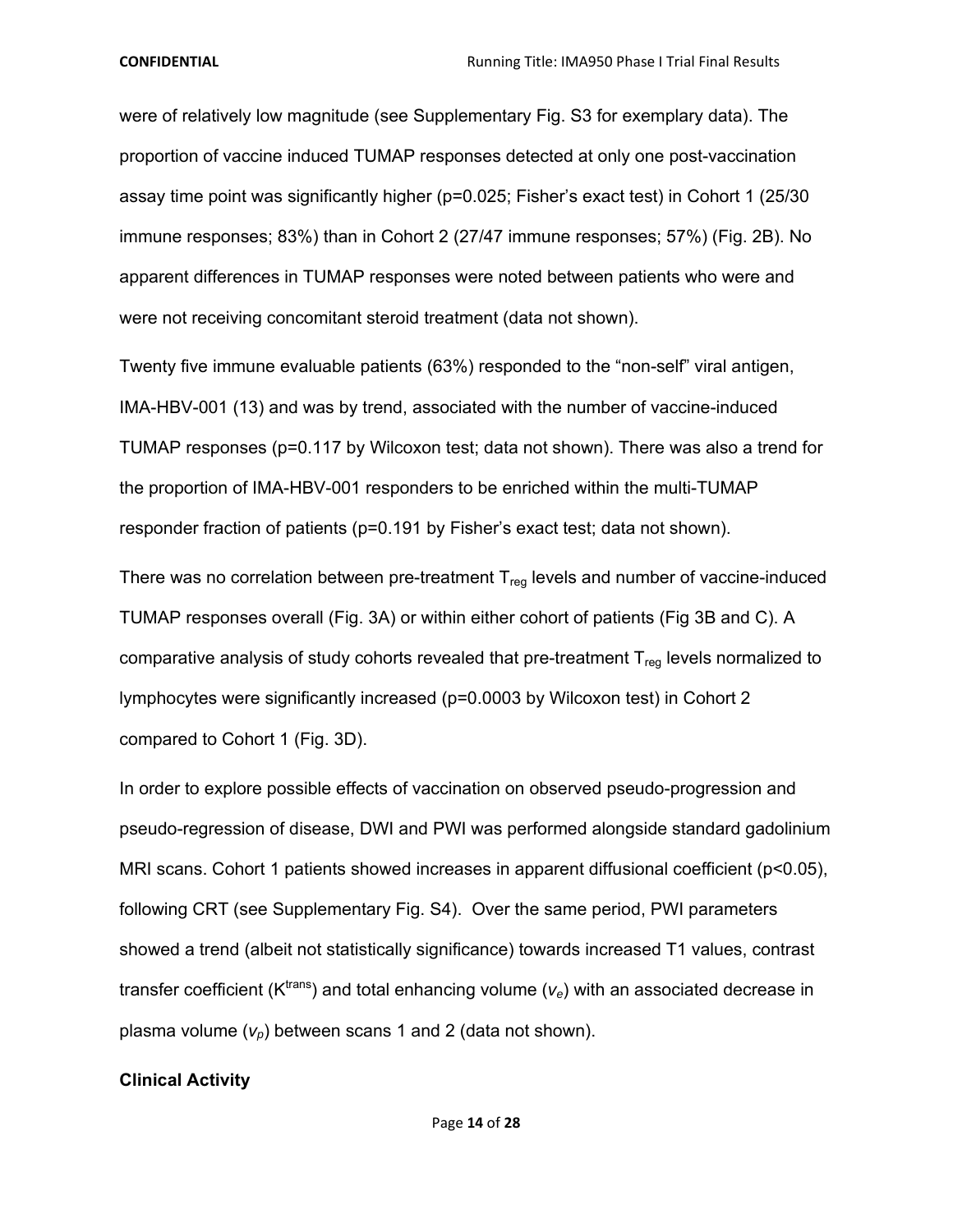were of relatively low magnitude (see Supplementary Fig. S3 for exemplary data). The proportion of vaccine induced TUMAP responses detected at only one post-vaccination assay time point was significantly higher ($p=0.025$; Fisher's exact test) in Cohort 1 (25/30 immune responses; 83%) than in Cohort 2 (27/47 immune responses; 57%) (Fig. 2B). No apparent differences in TUMAP responses were noted between patients who were and were not receiving concomitant steroid treatment (data not shown).

Twenty five immune evaluable patients (63%) responded to the "non-self" viral antigen, IMA-HBV-001 (13) and was by trend, associated with the number of vaccine-induced TUMAP responses ($p=0.117$ by Wilcoxon test; data not shown). There was also a trend for the proportion of IMA-HBV-001 responders to be enriched within the multi-TUMAP responder fraction of patients ($p=0.191$ by Fisher's exact test; data not shown).

There was no correlation between pre-treatment $T_{reg}$ levels and number of vaccine-induced TUMAP responses overall (Fig. 3A) or within either cohort of patients (Fig 3B and C). A comparative analysis of study cohorts revealed that pre-treatment $T_{reg}$ levels normalized to lymphocytes were significantly increased ($p=0.0003$ by Wilcoxon test) in Cohort 2 compared to Cohort 1 (Fig. 3D).

In order to explore possible effects of vaccination on observed pseudo-progression and pseudo-regression of disease, DWI and PWI was performed alongside standard gadolinium MRI scans. Cohort 1 patients showed increases in apparent diffusional coefficient ($p<0.05$), following CRT (see Supplementary Fig. S4). Over the same period, PWI parameters showed a trend (albeit not statistically significance) towards increased T1 values, contrast transfer coefficient ($K^{trans}$) and total enhancing volume ($v_e$) with an associated decrease in plasma volume ($v_p$) between scans 1 and 2 (data not shown).

### Clinical Activity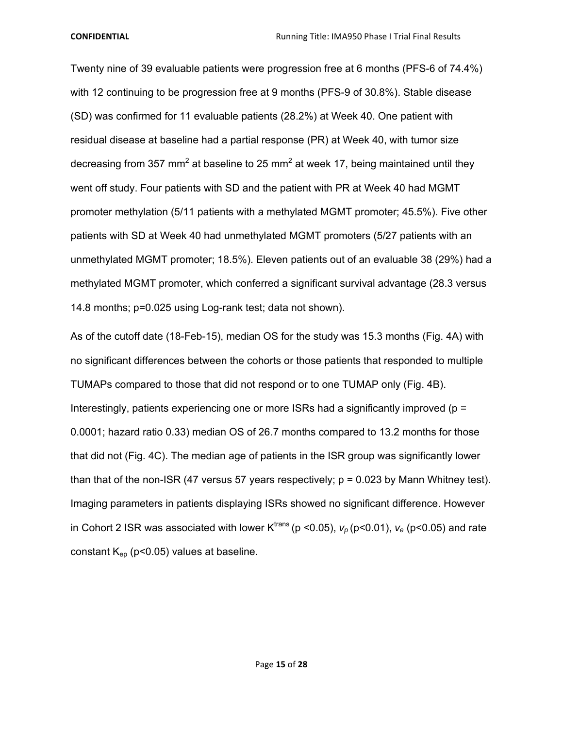Twenty nine of 39 evaluable patients were progression free at 6 months (PFS-6 of 74.4%) with 12 continuing to be progression free at 9 months (PFS-9 of 30.8%). Stable disease (SD) was confirmed for 11 evaluable patients (28.2%) at Week 40. One patient with residual disease at baseline had a partial response (PR) at Week 40, with tumor size decreasing from 357 $mm^2$ at baseline to 25 $mm^2$ at week 17, being maintained until they went off study. Four patients with SD and the patient with PR at Week 40 had MGMT promoter methylation (5/11 patients with a methylated MGMT promoter; 45.5%). Five other patients with SD at Week 40 had unmethylated MGMT promoters (5/27 patients with an unmethylated MGMT promoter; 18.5%). Eleven patients out of an evaluable 38 (29%) had a methylated MGMT promoter, which conferred a significant survival advantage (28.3 versus 14.8 months; p=0.025 using Log-rank test; data not shown).

As of the cutoff date (18-Feb-15), median OS for the study was 15.3 months (Fig. 4A) with no significant differences between the cohorts or those patients that responded to multiple TUMAPs compared to those that did not respond or to one TUMAP only (Fig. 4B). Interestingly, patients experiencing one or more ISRs had a significantly improved (p = 0.0001; hazard ratio 0.33) median OS of 26.7 months compared to 13.2 months for those that did not (Fig. 4C). The median age of patients in the ISR group was significantly lower than that of the non-ISR (47 versus 57 years respectively; p = 0.023 by Mann Whitney test). Imaging parameters in patients displaying ISRs showed no significant difference. However in Cohort 2 ISR was associated with lower $K^{trans}$ ($p < 0.05$), $v_p$ ($p<0.01$), $v_e$ ($p<0.05$) and rate constant $K_{ep}$ ($p<0.05$) values at baseline.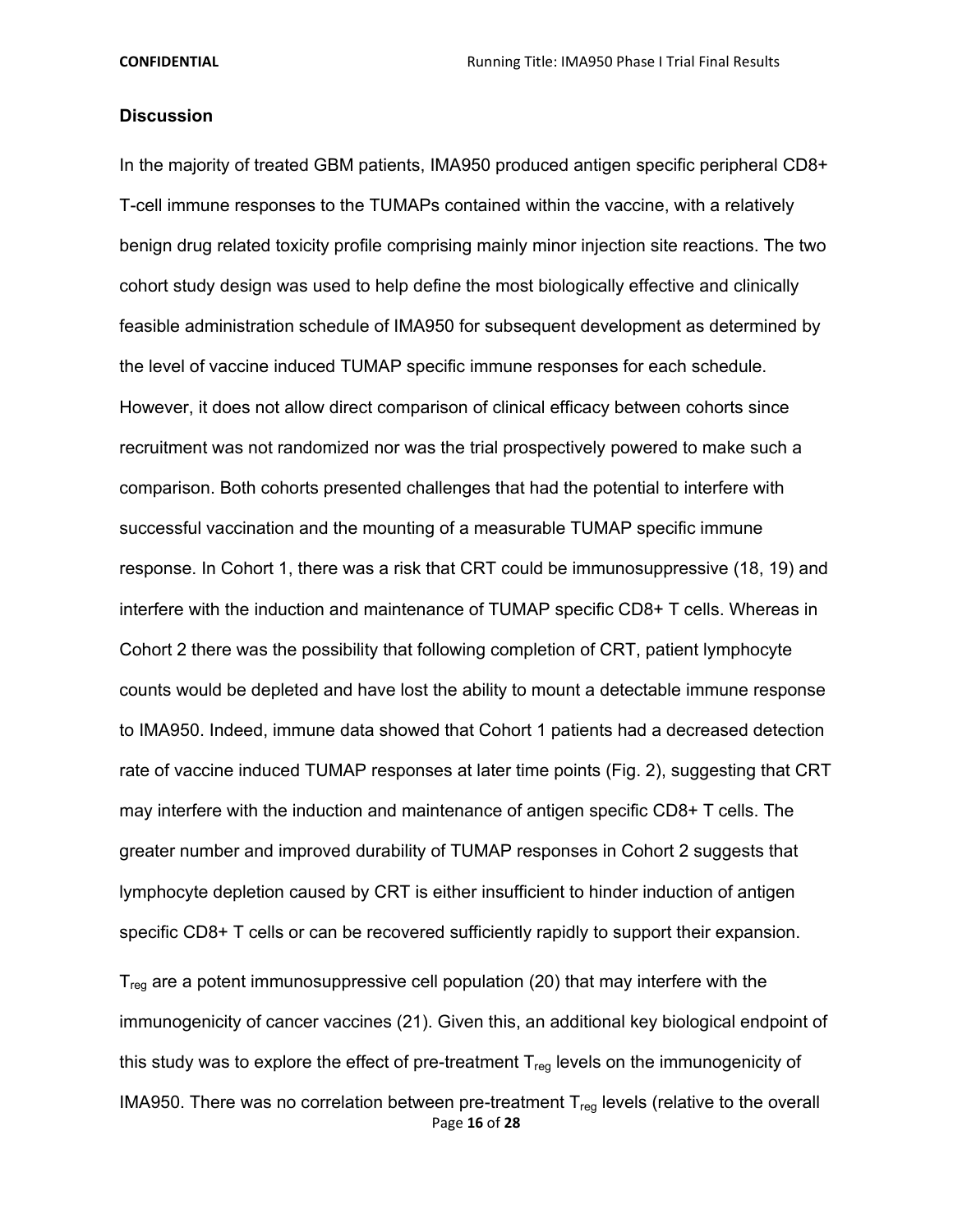## Discussion

In the majority of treated GBM patients, IMA950 produced antigen specific peripheral CD8+ T-cell immune responses to the TUMAPs contained within the vaccine, with a relatively benign drug related toxicity profile comprising mainly minor injection site reactions. The two cohort study design was used to help define the most biologically effective and clinically feasible administration schedule of IMA950 for subsequent development as determined by the level of vaccine induced TUMAP specific immune responses for each schedule. However, it does not allow direct comparison of clinical efficacy between cohorts since recruitment was not randomized nor was the trial prospectively powered to make such a comparison. Both cohorts presented challenges that had the potential to interfere with successful vaccination and the mounting of a measurable TUMAP specific immune response. In Cohort 1, there was a risk that CRT could be immunosuppressive (18, 19) and interfere with the induction and maintenance of TUMAP specific CD8+ T cells. Whereas in Cohort 2 there was the possibility that following completion of CRT, patient lymphocyte counts would be depleted and have lost the ability to mount a detectable immune response to IMA950. Indeed, immune data showed that Cohort 1 patients had a decreased detection rate of vaccine induced TUMAP responses at later time points (Fig. 2), suggesting that CRT may interfere with the induction and maintenance of antigen specific CD8+ T cells. The greater number and improved durability of TUMAP responses in Cohort 2 suggests that lymphocyte depletion caused by CRT is either insufficient to hinder induction of antigen specific CD8+ T cells or can be recovered sufficiently rapidly to support their expansion.

$T_{reg}$ are a potent immunosuppressive cell population (20) that may interfere with the immunogenicity of cancer vaccines (21). Given this, an additional key biological endpoint of this study was to explore the effect of pre-treatment $T_{reg}$ levels on the immunogenicity of IMA950. There was no correlation between pre-treatment $T_{reg}$ levels (relative to the overall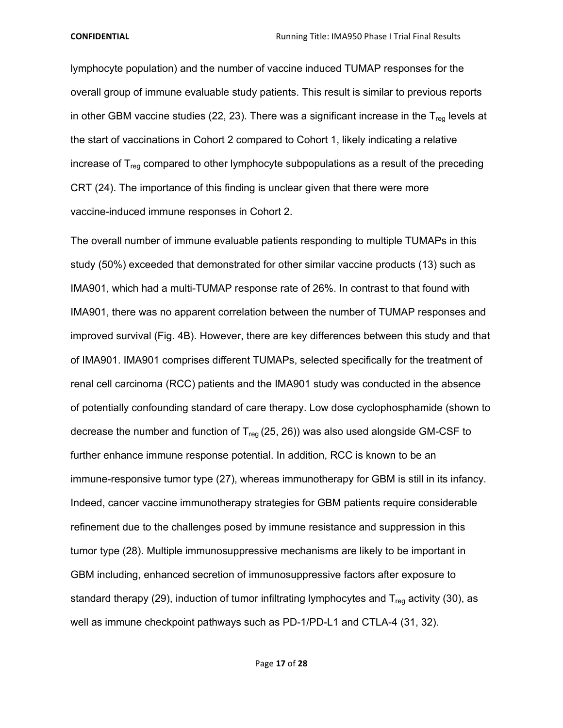lymphocyte population) and the number of vaccine induced TUMAP responses for the overall group of immune evaluable study patients. This result is similar to previous reports in other GBM vaccine studies (22, 23). There was a significant increase in the $T_{reg}$ levels at the start of vaccinations in Cohort 2 compared to Cohort 1, likely indicating a relative increase of $T_{reg}$ compared to other lymphocyte subpopulations as a result of the preceding CRT (24). The importance of this finding is unclear given that there were more vaccine-induced immune responses in Cohort 2.

The overall number of immune evaluable patients responding to multiple TUMAPs in this study (50%) exceeded that demonstrated for other similar vaccine products (13) such as IMA901, which had a multi-TUMAP response rate of 26%. In contrast to that found with IMA901, there was no apparent correlation between the number of TUMAP responses and improved survival (Fig. 4B). However, there are key differences between this study and that of IMA901. IMA901 comprises different TUMAPs, selected specifically for the treatment of renal cell carcinoma (RCC) patients and the IMA901 study was conducted in the absence of potentially confounding standard of care therapy. Low dose cyclophosphamide (shown to decrease the number and function of $T_{reg}$ (25, 26)) was also used alongside GM-CSF to further enhance immune response potential. In addition, RCC is known to be an immune-responsive tumor type (27), whereas immunotherapy for GBM is still in its infancy. Indeed, cancer vaccine immunotherapy strategies for GBM patients require considerable refinement due to the challenges posed by immune resistance and suppression in this tumor type (28). Multiple immunosuppressive mechanisms are likely to be important in GBM including, enhanced secretion of immunosuppressive factors after exposure to standard therapy (29), induction of tumor infiltrating lymphocytes and $T_{reg}$ activity (30), as well as immune checkpoint pathways such as PD-1/PD-L1 and CTLA-4 (31, 32).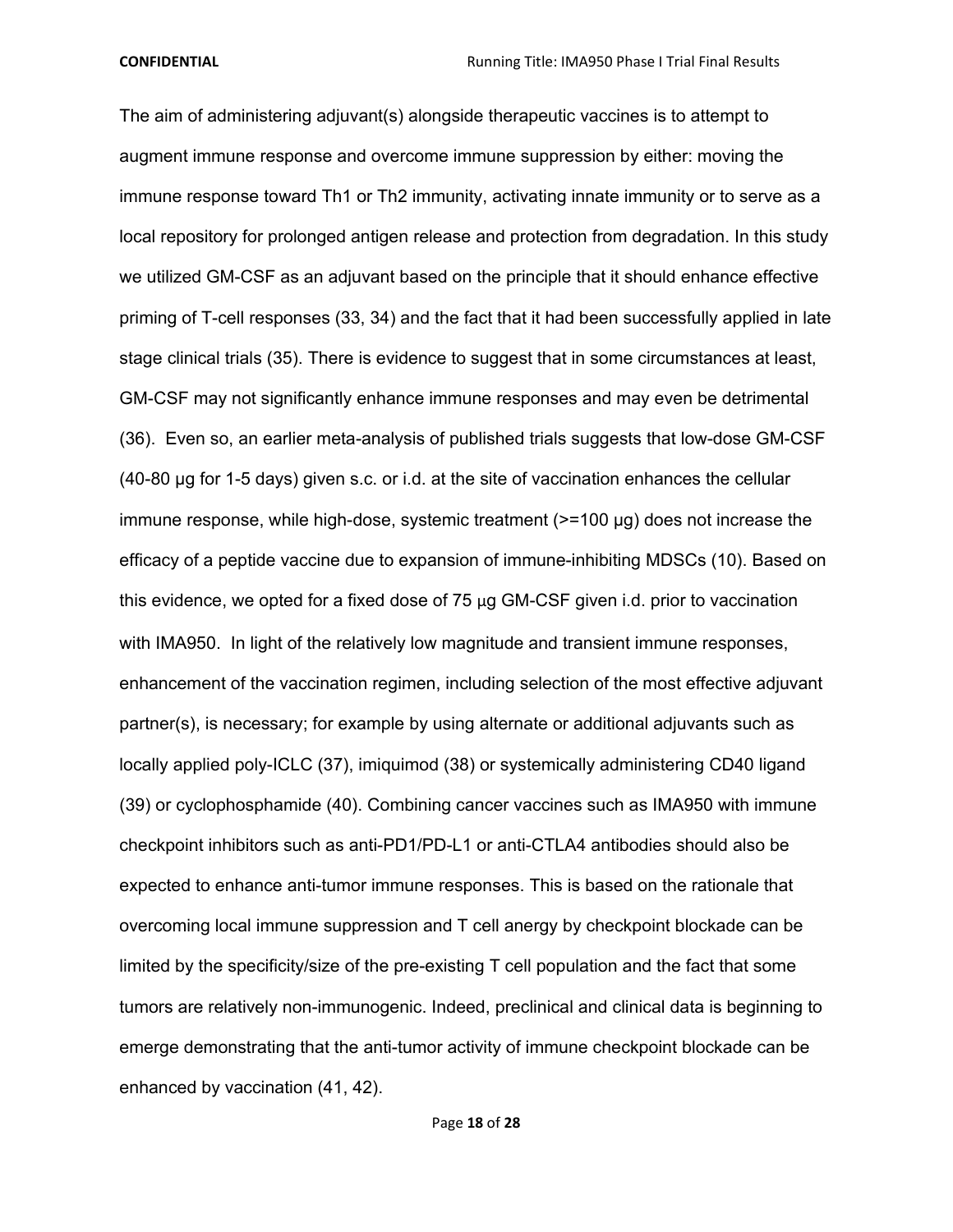The aim of administering adjuvant(s) alongside therapeutic vaccines is to attempt to augment immune response and overcome immune suppression by either: moving the immune response toward Th1 or Th2 immunity, activating innate immunity or to serve as a local repository for prolonged antigen release and protection from degradation. In this study we utilized GM-CSF as an adjuvant based on the principle that it should enhance effective priming of T-cell responses (33, 34) and the fact that it had been successfully applied in late stage clinical trials (35). There is evidence to suggest that in some circumstances at least, GM-CSF may not significantly enhance immune responses and may even be detrimental (36). Even so, an earlier meta-analysis of published trials suggests that low-dose GM-CSF (40-80 µg for 1-5 days) given s.c. or i.d. at the site of vaccination enhances the cellular immune response, while high-dose, systemic treatment (>=100 µg) does not increase the efficacy of a peptide vaccine due to expansion of immune-inhibiting MDSCs (10). Based on this evidence, we opted for a fixed dose of 75 µg GM-CSF given i.d. prior to vaccination with IMA950. In light of the relatively low magnitude and transient immune responses, enhancement of the vaccination regimen, including selection of the most effective adjuvant partner(s), is necessary; for example by using alternate or additional adjuvants such as locally applied poly-ICLC (37), imiquimod (38) or systemically administering CD40 ligand (39) or cyclophosphamide (40). Combining cancer vaccines such as IMA950 with immune checkpoint inhibitors such as anti-PD1/PD-L1 or anti-CTLA4 antibodies should also be expected to enhance anti-tumor immune responses. This is based on the rationale that overcoming local immune suppression and T cell anergy by checkpoint blockade can be limited by the specificity/size of the pre-existing T cell population and the fact that some tumors are relatively non-immunogenic. Indeed, preclinical and clinical data is beginning to emerge demonstrating that the anti-tumor activity of immune checkpoint blockade can be enhanced by vaccination (41, 42).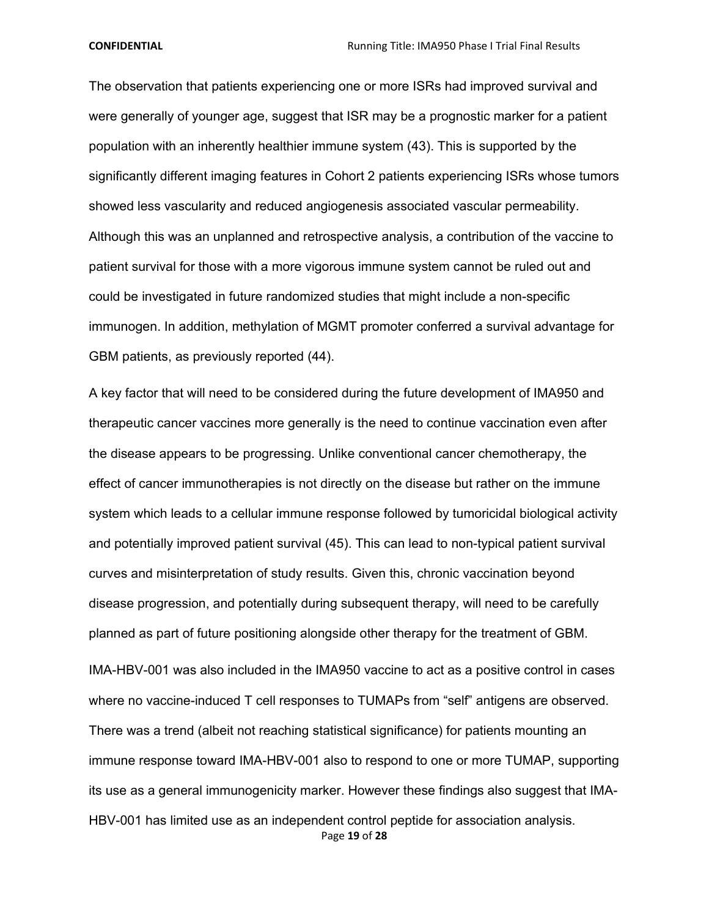The observation that patients experiencing one or more ISRs had improved survival and were generally of younger age, suggest that ISR may be a prognostic marker for a patient population with an inherently healthier immune system (43). This is supported by the significantly different imaging features in Cohort 2 patients experiencing ISRs whose tumors showed less vascularity and reduced angiogenesis associated vascular permeability. Although this was an unplanned and retrospective analysis, a contribution of the vaccine to patient survival for those with a more vigorous immune system cannot be ruled out and could be investigated in future randomized studies that might include a non-specific immunogen. In addition, methylation of MGMT promoter conferred a survival advantage for GBM patients, as previously reported (44).

A key factor that will need to be considered during the future development of IMA950 and therapeutic cancer vaccines more generally is the need to continue vaccination even after the disease appears to be progressing. Unlike conventional cancer chemotherapy, the effect of cancer immunotherapies is not directly on the disease but rather on the immune system which leads to a cellular immune response followed by tumoricidal biological activity and potentially improved patient survival (45). This can lead to non-typical patient survival curves and misinterpretation of study results. Given this, chronic vaccination beyond disease progression, and potentially during subsequent therapy, will need to be carefully planned as part of future positioning alongside other therapy for the treatment of GBM.

IMA-HBV-001 was also included in the IMA950 vaccine to act as a positive control in cases where no vaccine-induced T cell responses to TUMAPs from "self" antigens are observed. There was a trend (albeit not reaching statistical significance) for patients mounting an immune response toward IMA-HBV-001 also to respond to one or more TUMAP, supporting its use as a general immunogenicity marker. However these findings also suggest that IMA-HBV-001 has limited use as an independent control peptide for association analysis.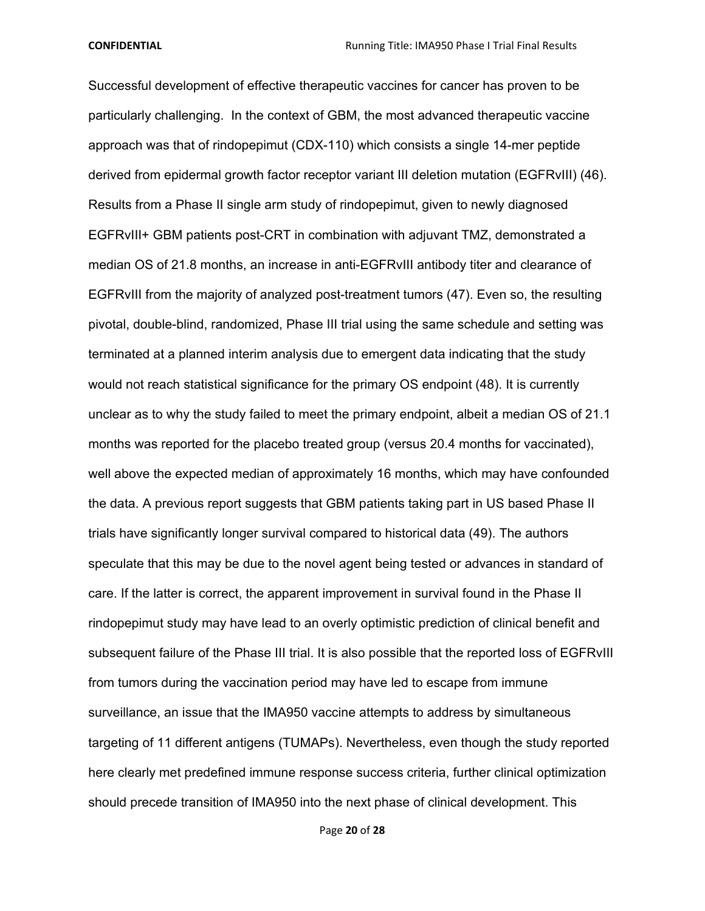Successful development of effective therapeutic vaccines for cancer has proven to be particularly challenging. In the context of GBM, the most advanced therapeutic vaccine approach was that of rindopepimut (CDX-110) which consists a single 14-mer peptide derived from epidermal growth factor receptor variant III deletion mutation (EGFRvIII) (46). Results from a Phase II single arm study of rindopepimut, given to newly diagnosed EGFRvIII+ GBM patients post-CRT in combination with adjuvant TMZ, demonstrated a median OS of 21.8 months, an increase in anti-EGFRvIII antibody titer and clearance of EGFRvIII from the majority of analyzed post-treatment tumors (47). Even so, the resulting pivotal, double-blind, randomized, Phase III trial using the same schedule and setting was terminated at a planned interim analysis due to emergent data indicating that the study would not reach statistical significance for the primary OS endpoint (48). It is currently unclear as to why the study failed to meet the primary endpoint, albeit a median OS of 21.1 months was reported for the placebo treated group (versus 20.4 months for vaccinated), well above the expected median of approximately 16 months, which may have confounded the data. A previous report suggests that GBM patients taking part in US based Phase II trials have significantly longer survival compared to historical data (49). The authors speculate that this may be due to the novel agent being tested or advances in standard of care. If the latter is correct, the apparent improvement in survival found in the Phase II rindopepimut study may have lead to an overly optimistic prediction of clinical benefit and subsequent failure of the Phase III trial. It is also possible that the reported loss of EGFRvIII from tumors during the vaccination period may have led to escape from immune surveillance, an issue that the IMA950 vaccine attempts to address by simultaneous targeting of 11 different antigens (TUMAPs). Nevertheless, even though the study reported here clearly met predefined immune response success criteria, further clinical optimization should precede transition of IMA950 into the next phase of clinical development. This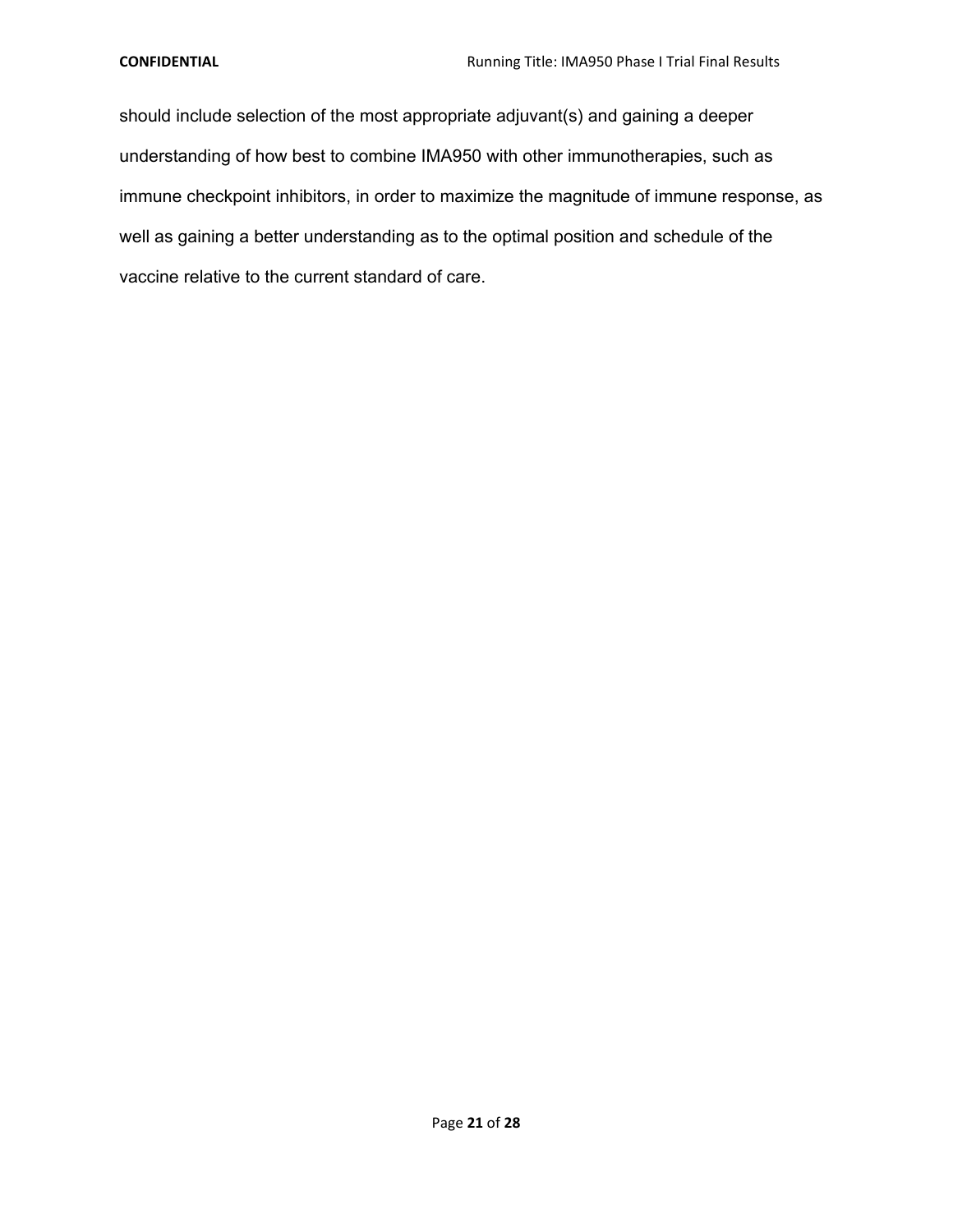should include selection of the most appropriate adjuvant(s) and gaining a deeper understanding of how best to combine IMA950 with other immunotherapies, such as immune checkpoint inhibitors, in order to maximize the magnitude of immune response, as well as gaining a better understanding as to the optimal position and schedule of the vaccine relative to the current standard of care.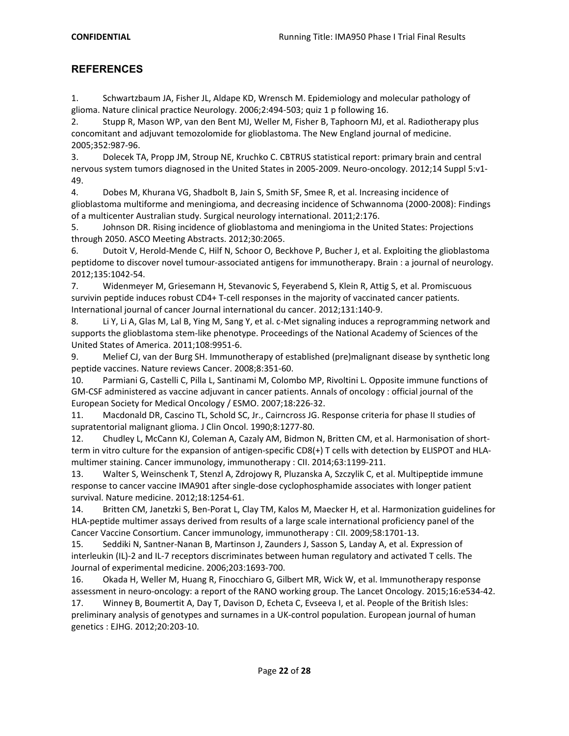## REFERENCES

1. Schwartzbaum JA, Fisher JL, Aldape KD, Wrensch M. Epidemiology and molecular pathology of glioma. Nature clinical practice Neurology. 2006;2:494-503; quiz 1 p following 16.
2. Stupp R, Mason WP, van den Bent MJ, Weller M, Fisher B, Taphoorn MJ, et al. Radiotherapy plus concomitant and adjuvant temozolomide for glioblastoma. The New England journal of medicine. 2005;352:987-96.
3. Dolecek TA, Propp JM, Stroup NE, Kruchko C. CBTRUS statistical report: primary brain and central nervous system tumors diagnosed in the United States in 2005-2009. Neuro-oncology. 2012;14 Suppl 5:v1-49.
4. Dobes M, Khurana VG, Shadbolt B, Jain S, Smith SF, Smee R, et al. Increasing incidence of glioblastoma multiforme and meningioma, and decreasing incidence of Schwannoma (2000-2008): Findings of a multicenter Australian study. Surgical neurology international. 2011;2:176.
5. Johnson DR. Rising incidence of glioblastoma and meningioma in the United States: Projections through 2050. ASCO Meeting Abstracts. 2012;30:2065.
6. Dutoit V, Herold-Mende C, Hilf N, Schoor O, Beckhove P, Bucher J, et al. Exploiting the glioblastoma peptidome to discover novel tumour-associated antigens for immunotherapy. Brain : a journal of neurology. 2012;135:1042-54.
7. Widenmeyer M, Griesemann H, Stevanovic S, Feyerabend S, Klein R, Attig S, et al. Promiscuous survivin peptide induces robust CD4+ T-cell responses in the majority of vaccinated cancer patients. International journal of cancer Journal international du cancer. 2012;131:140-9.
8. Li Y, Li A, Glas M, Lal B, Ying M, Sang Y, et al. c-Met signaling induces a reprogramming network and supports the glioblastoma stem-like phenotype. Proceedings of the National Academy of Sciences of the United States of America. 2011;108:9951-6.
9. Melief CJ, van der Burg SH. Immunotherapy of established (pre)malignant disease by synthetic long peptide vaccines. Nature reviews Cancer. 2008;8:351-60.
10. Parmiani G, Castelli C, Pilla L, Santinami M, Colombo MP, Rivoltini L. Opposite immune functions of GM-CSF administered as vaccine adjuvant in cancer patients. Annals of oncology : official journal of the European Society for Medical Oncology / ESMO. 2007;18:226-32.
11. Macdonald DR, Cascino TL, Schold SC, Jr., Cairncross JG. Response criteria for phase II studies of supratentorial malignant glioma. J Clin Oncol. 1990;8:1277-80.
12. Chudley L, McCann KJ, Coleman A, Cazaly AM, Bidmon N, Britten CM, et al. Harmonisation of short-term in vitro culture for the expansion of antigen-specific CD8(+) T cells with detection by ELISPOT and HLA-multimer staining. Cancer immunology, immunotherapy : CII. 2014;63:1199-211.
13. Walter S, Weinschenk T, Stenzl A, Zdrojowy R, Pluzanska A, Szczylik C, et al. Multipeptide immune response to cancer vaccine IMA901 after single-dose cyclophosphamide associates with longer patient survival. Nature medicine. 2012;18:1254-61.
14. Britten CM, Janetzki S, Ben-Porat L, Clay TM, Kalos M, Maecker H, et al. Harmonization guidelines for HLA-peptide multimer assays derived from results of a large scale international proficiency panel of the Cancer Vaccine Consortium. Cancer immunology, immunotherapy : CII. 2009;58:1701-13.
15. Seddiki N, Santner-Nanan B, Martinson J, Zaunders J, Sasson S, Landay A, et al. Expression of interleukin (IL)-2 and IL-7 receptors discriminates between human regulatory and activated T cells. The Journal of experimental medicine. 2006;203:1693-700.
16. Okada H, Weller M, Huang R, Finocchiaro G, Gilbert MR, Wick W, et al. Immunotherapy response assessment in neuro-oncology: a report of the RANO working group. The Lancet Oncology. 2015;16:e534-42.
17. Winney B, Boumertit A, Day T, Davison D, Echeta C, Evseeva I, et al. People of the British Isles: preliminary analysis of genotypes and surnames in a UK-control population. European journal of human genetics : EJHG. 2012;20:203-10.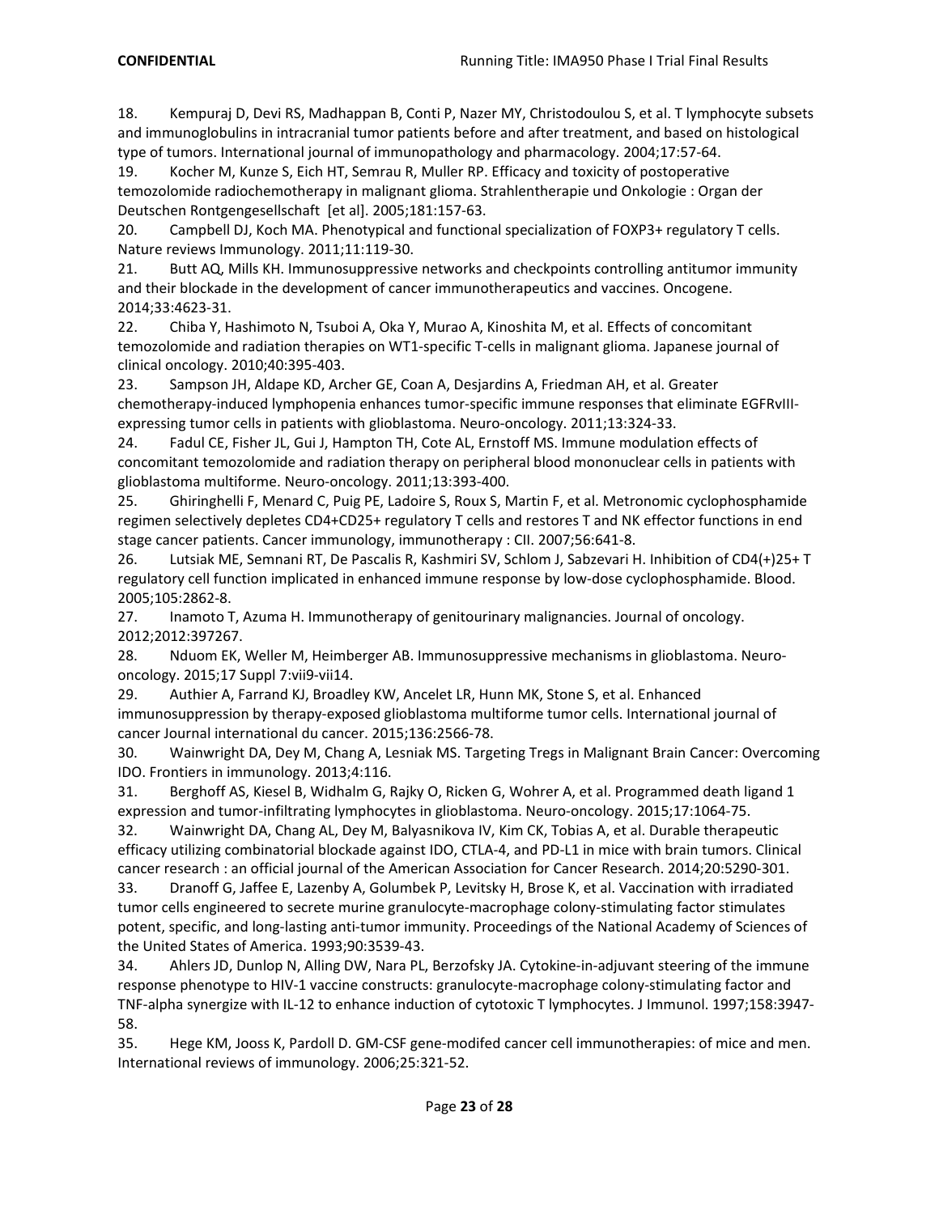18. Kempuraj D, Devi RS, Madhappan B, Conti P, Nazer MY, Christodoulou S, et al. T lymphocyte subsets and immunoglobulins in intracranial tumor patients before and after treatment, and based on histological type of tumors. International journal of immunopathology and pharmacology. 2004;17:57-64.

19. Kocher M, Kunze S, Eich HT, Semrau R, Muller RP. Efficacy and toxicity of postoperative temozolomide radiochemotherapy in malignant glioma. Strahlentherapie und Onkologie : Organ der Deutschen Rontgengesellschaft [et al]. 2005;181:157-63.

20. Campbell DJ, Koch MA. Phenotypical and functional specialization of FOXP3+ regulatory T cells. Nature reviews Immunology. 2011;11:119-30.

21. Butt AQ, Mills KH. Immunosuppressive networks and checkpoints controlling antitumor immunity and their blockade in the development of cancer immunotherapeutics and vaccines. Oncogene. 2014;33:4623-31.

22. Chiba Y, Hashimoto N, Tsuboi A, Oka Y, Murao A, Kinoshita M, et al. Effects of concomitant temozolomide and radiation therapies on WT1-specific T-cells in malignant glioma. Japanese journal of clinical oncology. 2010;40:395-403.

23. Sampson JH, Aldape KD, Archer GE, Coan A, Desjardins A, Friedman AH, et al. Greater chemotherapy-induced lymphopenia enhances tumor-specific immune responses that eliminate EGFRvIII-expressing tumor cells in patients with glioblastoma. Neuro-oncology. 2011;13:324-33.

24. Fadul CE, Fisher JL, Gui J, Hampton TH, Cote AL, Ernstoff MS. Immune modulation effects of concomitant temozolomide and radiation therapy on peripheral blood mononuclear cells in patients with glioblastoma multiforme. Neuro-oncology. 2011;13:393-400.

25. Ghiringhelli F, Menard C, Puig PE, Ladoire S, Roux S, Martin F, et al. Metronomic cyclophosphamide regimen selectively depletes CD4+CD25+ regulatory T cells and restores T and NK effector functions in end stage cancer patients. Cancer immunology, immunotherapy : CII. 2007;56:641-8.

26. Lutsiak ME, Semnani RT, De Pascalis R, Kashmiri SV, Schlom J, Sabzevari H. Inhibition of CD4(+)25+ T regulatory cell function implicated in enhanced immune response by low-dose cyclophosphamide. Blood. 2005;105:2862-8.

27. Inamoto T, Azuma H. Immunotherapy of genitourinary malignancies. Journal of oncology. 2012;2012:397267.

28. Nduom EK, Weller M, Heimberger AB. Immunosuppressive mechanisms in glioblastoma. Neuro-oncology. 2015;17 Suppl 7:vii9-vii14.

29. Authier A, Farrand KJ, Broadley KW, Ancelet LR, Hunn MK, Stone S, et al. Enhanced immunosuppression by therapy-exposed glioblastoma multiforme tumor cells. International journal of cancer Journal international du cancer. 2015;136:2566-78.

30. Wainwright DA, Dey M, Chang A, Lesniak MS. Targeting Tregs in Malignant Brain Cancer: Overcoming IDO. Frontiers in immunology. 2013;4:116.

31. Berghoff AS, Kiesel B, Widhalm G, Rajky O, Ricken G, Wohrer A, et al. Programmed death ligand 1 expression and tumor-infiltrating lymphocytes in glioblastoma. Neuro-oncology. 2015;17:1064-75.

32. Wainwright DA, Chang AL, Dey M, Balyasnikova IV, Kim CK, Tobias A, et al. Durable therapeutic efficacy utilizing combinatorial blockade against IDO, CTLA-4, and PD-L1 in mice with brain tumors. Clinical cancer research : an official journal of the American Association for Cancer Research. 2014;20:5290-301.

33. Dranoff G, Jaffee E, Lazenby A, Golumbek P, Levitsky H, Brose K, et al. Vaccination with irradiated tumor cells engineered to secrete murine granulocyte-macrophage colony-stimulating factor stimulates potent, specific, and long-lasting anti-tumor immunity. Proceedings of the National Academy of Sciences of the United States of America. 1993;90:3539-43.

34. Ahlers JD, Dunlop N, Alling DW, Nara PL, Berzofsky JA. Cytokine-in-adjuvant steering of the immune response phenotype to HIV-1 vaccine constructs: granulocyte-macrophage colony-stimulating factor and TNF-alpha synergize with IL-12 to enhance induction of cytotoxic T lymphocytes. J Immunol. 1997;158:3947-58.

35. Hege KM, Jooss K, Pardoll D. GM-CSF gene-modifed cancer cell immunotherapies: of mice and men. International reviews of immunology. 2006;25:321-52.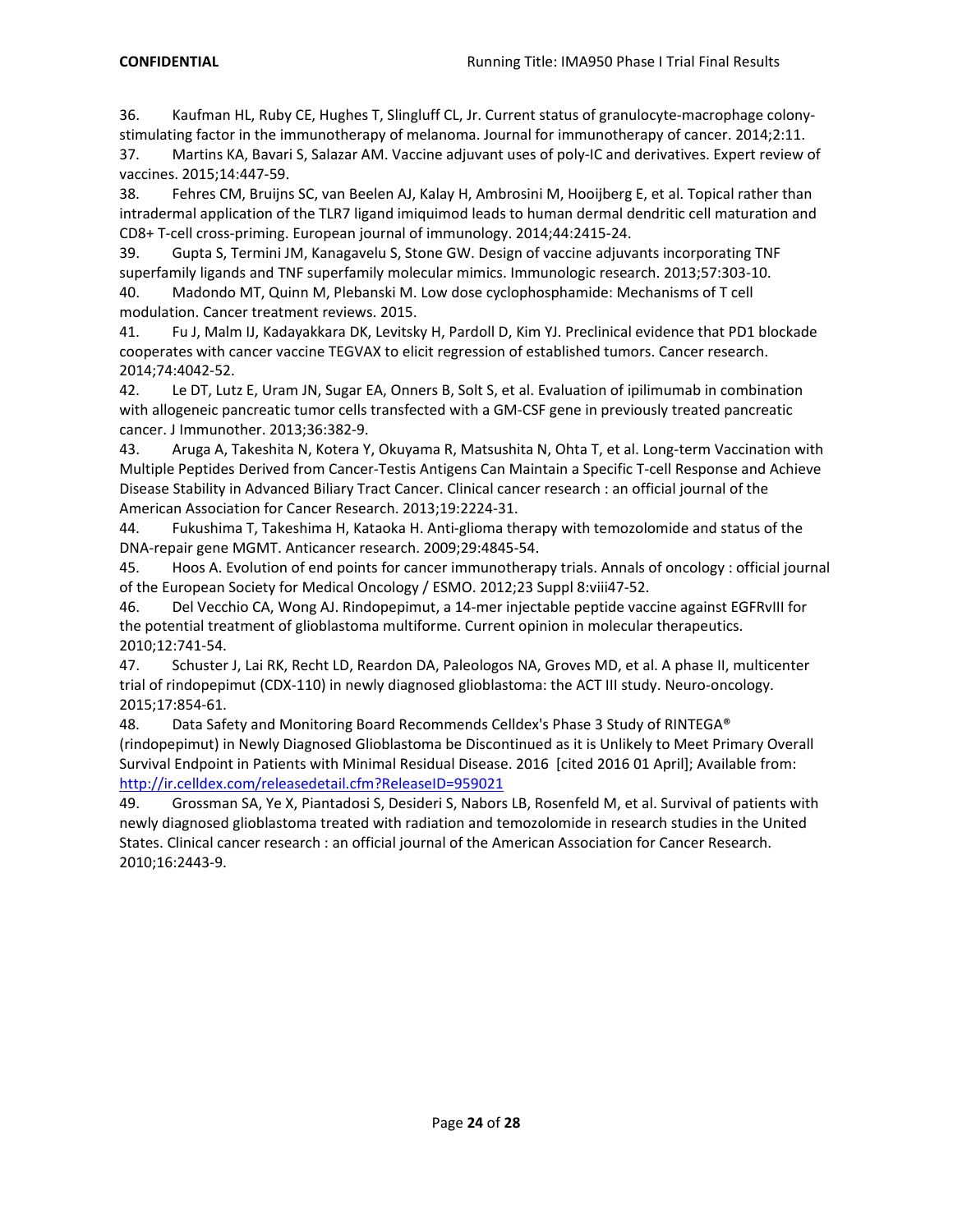36. Kaufman HL, Ruby CE, Hughes T, Slingluff CL, Jr. Current status of granulocyte-macrophage colony-stimulating factor in the immunotherapy of melanoma. Journal for immunotherapy of cancer. 2014;2:11.

37. Martins KA, Bavari S, Salazar AM. Vaccine adjuvant uses of poly-IC and derivatives. Expert review of vaccines. 2015;14:447-59.

38. Fehres CM, Bruijns SC, van Beelen AJ, Kalay H, Ambrosini M, Hooijberg E, et al. Topical rather than intradermal application of the TLR7 ligand imiquimod leads to human dermal dendritic cell maturation and CD8+ T-cell cross-priming. European journal of immunology. 2014;44:2415-24.

39. Gupta S, Termini JM, Kanagavelu S, Stone GW. Design of vaccine adjuvants incorporating TNF superfamily ligands and TNF superfamily molecular mimics. Immunologic research. 2013;57:303-10.

40. Madondo MT, Quinn M, Plebanski M. Low dose cyclophosphamide: Mechanisms of T cell modulation. Cancer treatment reviews. 2015.

41. Fu J, Malm IJ, Kadayakkara DK, Levitsky H, Pardoll D, Kim YJ. Preclinical evidence that PD1 blockade cooperates with cancer vaccine TEGVAX to elicit regression of established tumors. Cancer research. 2014;74:4042-52.

42. Le DT, Lutz E, Uram JN, Sugar EA, Onners B, Solt S, et al. Evaluation of ipilimumab in combination with allogeneic pancreatic tumor cells transfected with a GM-CSF gene in previously treated pancreatic cancer. J Immunother. 2013;36:382-9.

43. Aruga A, Takeshita N, Kotera Y, Okuyama R, Matsushita N, Ohta T, et al. Long-term Vaccination with Multiple Peptides Derived from Cancer-Testis Antigens Can Maintain a Specific T-cell Response and Achieve Disease Stability in Advanced Biliary Tract Cancer. Clinical cancer research : an official journal of the American Association for Cancer Research. 2013;19:2224-31.

44. Fukushima T, Takeshima H, Kataoka H. Anti-glioma therapy with temozolomide and status of the DNA-repair gene MGMT. Anticancer research. 2009;29:4845-54.

45. Hoos A. Evolution of end points for cancer immunotherapy trials. Annals of oncology : official journal of the European Society for Medical Oncology / ESMO. 2012;23 Suppl 8:viii47-52.

46. Del Vecchio CA, Wong AJ. Rindopepimut, a 14-mer injectable peptide vaccine against EGFRvIII for the potential treatment of glioblastoma multiforme. Current opinion in molecular therapeutics. 2010;12:741-54.

47. Schuster J, Lai RK, Recht LD, Reardon DA, Paleologos NA, Groves MD, et al. A phase II, multicenter trial of rindopepimut (CDX-110) in newly diagnosed glioblastoma: the ACT III study. Neuro-oncology. 2015;17:854-61.

48. Data Safety and Monitoring Board Recommends Celldex's Phase 3 Study of RINTEGA® (rindopepimut) in Newly Diagnosed Glioblastoma be Discontinued as it is Unlikely to Meet Primary Overall Survival Endpoint in Patients with Minimal Residual Disease. 2016 [cited 2016 01 April]; Available from: http://ir.celldex.com/releasedetail.cfm?ReleaseID=959021

49. Grossman SA, Ye X, Piantadosi S, Desideri S, Nabors LB, Rosenfeld M, et al. Survival of patients with newly diagnosed glioblastoma treated with radiation and temozolomide in research studies in the United States. Clinical cancer research : an official journal of the American Association for Cancer Research. 2010;16:2443-9.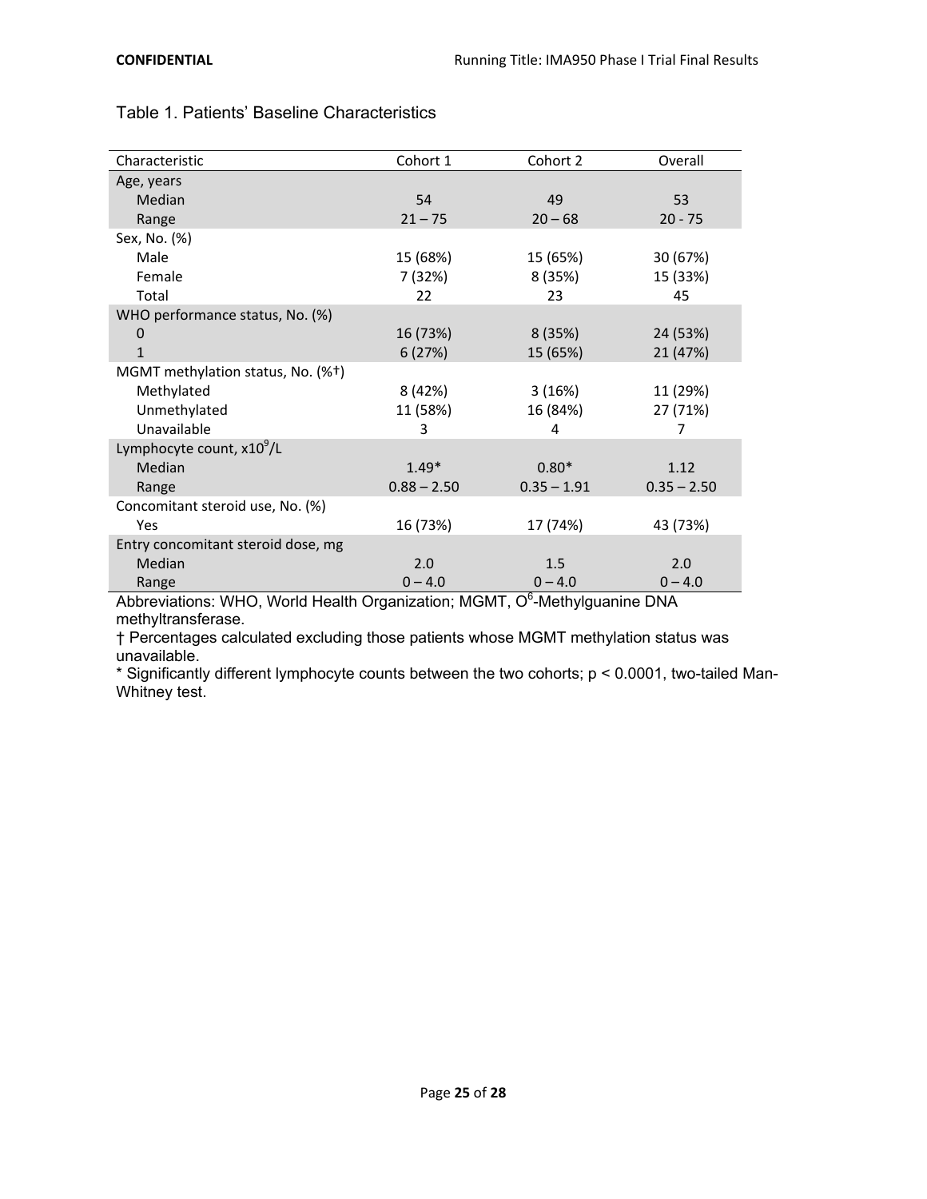Table 1. Patients' Baseline Characteristics

| Characteristic | Cohort 1 | Cohort 2 | Overall |
|---|---|---|---|
| Age, years | | | |
| Median | 54 | 49 | 53 |
| Range | 21 – 75 | 20 – 68 | 20 - 75 |
| Sex, No. (%) | | | |
| Male | 15 (68%) | 15 (65%) | 30 (67%) |
| Female | 7 (32%) | 8 (35%) | 15 (33%) |
| Total | 22 | 23 | 45 |
| WHO performance status, No. (%) | | | |
| 0 | 16 (73%) | 8 (35%) | 24 (53%) |
| 1 | 6 (27%) | 15 (65%) | 21 (47%) |
| MGMT methylation status, No. (%†) | | | |
| Methylated | 8 (42%) | 3 (16%) | 11 (29%) |
| Unmethylated | 11 (58%) | 16 (84%) | 27 (71%) |
| Unavailable | 3 | 4 | 7 |
| Lymphocyte count, $x10^9$/L | | | |
| Median | 1.49* | 0.80* | 1.12 |
| Range | 0.88 – 2.50 | 0.35 – 1.91 | 0.35 – 2.50 |
| Concomitant steroid use, No. (%) | | | |
| Yes | 16 (73%) | 17 (74%) | 43 (73%) |
| Entry concomitant steroid dose, mg | | | |
| Median | 2.0 | 1.5 | 2.0 |
| Range | 0 – 4.0 | 0 – 4.0 | 0 – 4.0 |

Abbreviations: WHO, World Health Organization; MGMT, $O^6$-Methylguanine DNA methyltransferase.

† Percentages calculated excluding those patients whose MGMT methylation status was unavailable.

* Significantly different lymphocyte counts between the two cohorts; $p < 0.0001$, two-tailed Man-Whitney test.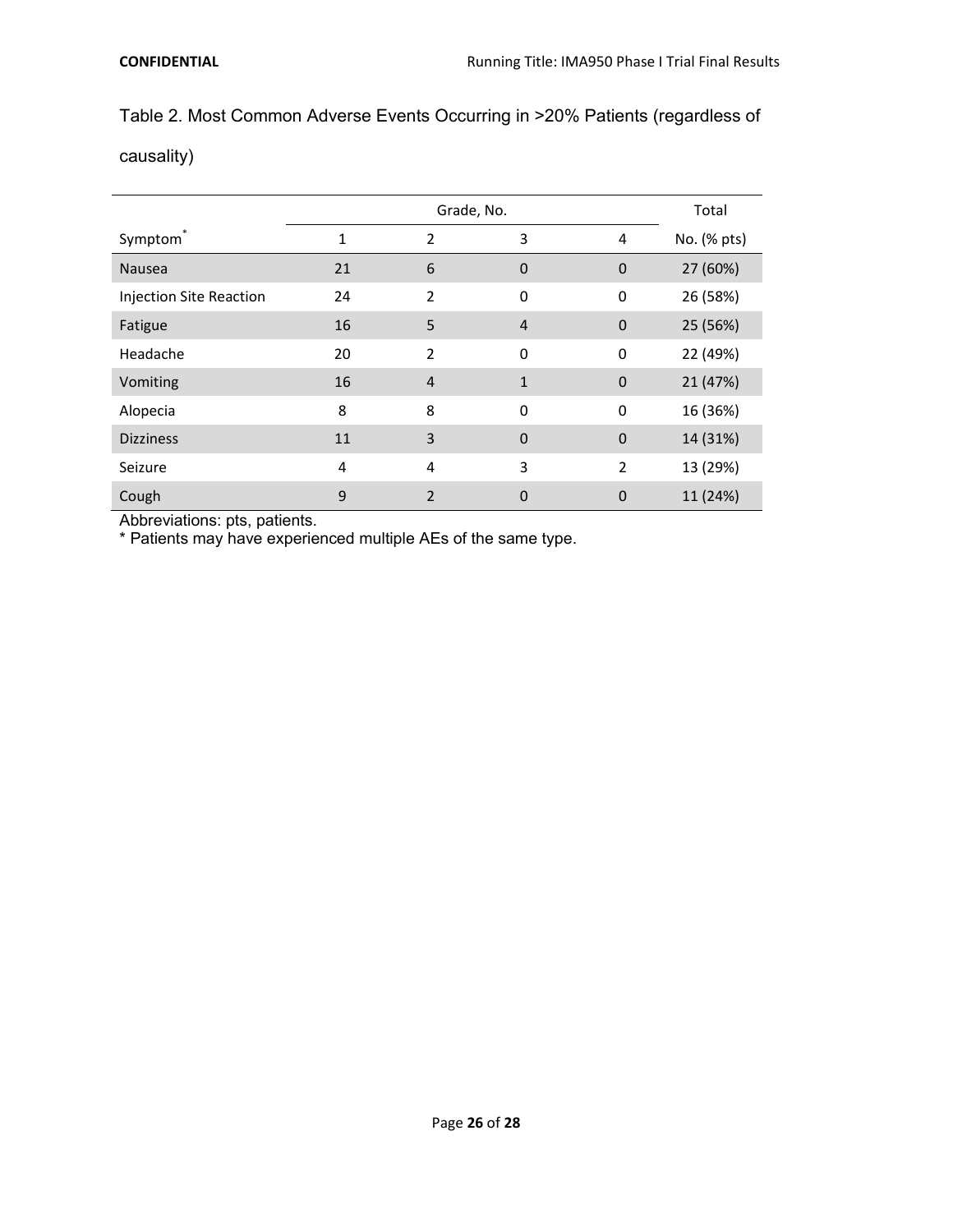Table 2. Most Common Adverse Events Occurring in >20% Patients (regardless of causality)

| | Grade, No. | | | | Total |
|---|---|---|---|---|---|
| Symptom* | 1 | 2 | 3 | 4 | No. (% pts) |
| Nausea | 21 | 6 | 0 | 0 | 27 (60%) |
| Injection Site Reaction | 24 | 2 | 0 | 0 | 26 (58%) |
| Fatigue | 16 | 5 | 4 | 0 | 25 (56%) |
| Headache | 20 | 2 | 0 | 0 | 22 (49%) |
| Vomiting | 16 | 4 | 1 | 0 | 21 (47%) |
| Alopecia | 8 | 8 | 0 | 0 | 16 (36%) |
| Dizziness | 11 | 3 | 0 | 0 | 14 (31%) |
| Seizure | 4 | 4 | 3 | 2 | 13 (29%) |
| Cough | 9 | 2 | 0 | 0 | 11 (24%) |

Abbreviations: pts, patients.

* Patients may have experienced multiple AEs of the same type.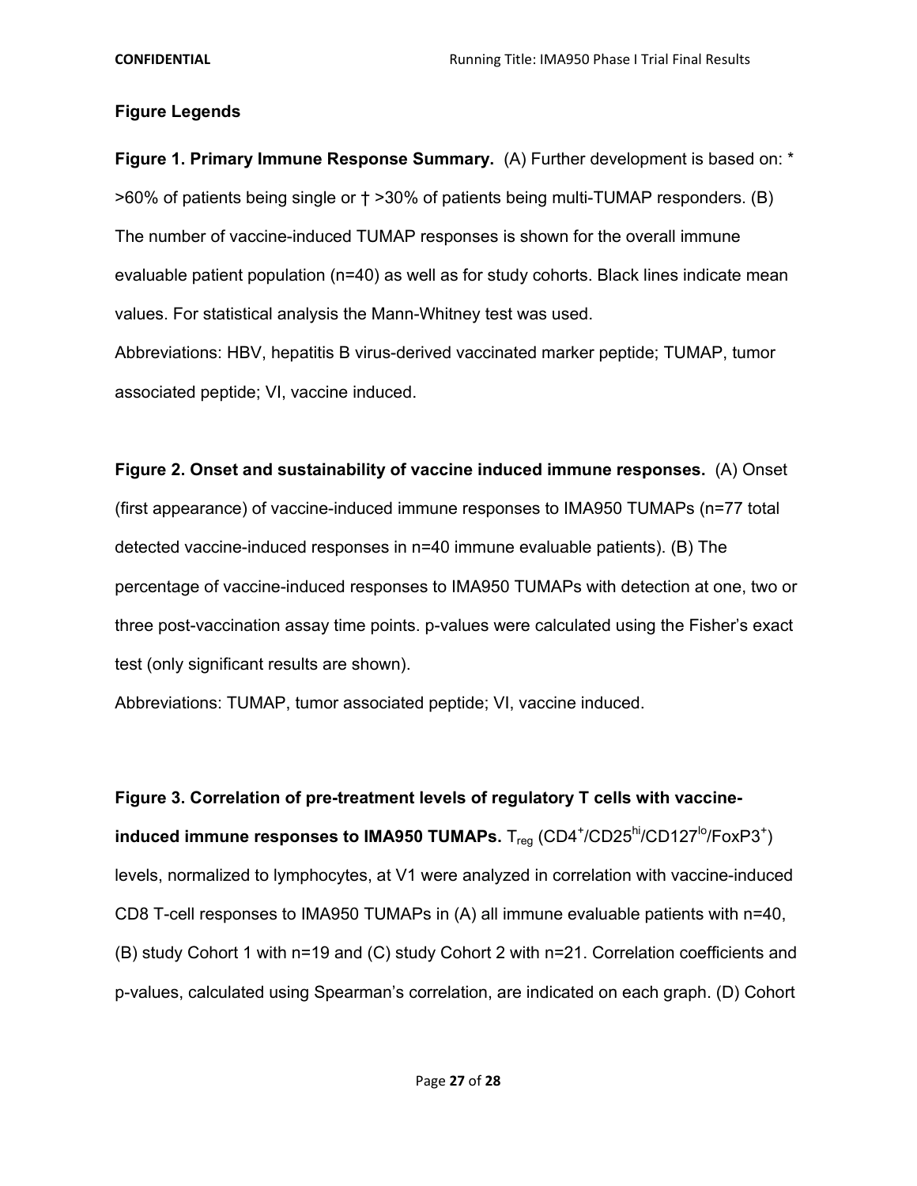## Figure Legends

**Figure 1. Primary Immune Response Summary.** (A) Further development is based on: * >60% of patients being single or † >30% of patients being multi-TUMAP responders. (B) The number of vaccine-induced TUMAP responses is shown for the overall immune evaluable patient population (n=40) as well as for study cohorts. Black lines indicate mean values. For statistical analysis the Mann-Whitney test was used.

Abbreviations: HBV, hepatitis B virus-derived vaccinated marker peptide; TUMAP, tumor associated peptide; VI, vaccine induced.

**Figure 2. Onset and sustainability of vaccine induced immune responses.** (A) Onset (first appearance) of vaccine-induced immune responses to IMA950 TUMAPs (n=77 total detected vaccine-induced responses in n=40 immune evaluable patients). (B) The percentage of vaccine-induced responses to IMA950 TUMAPs with detection at one, two or three post-vaccination assay time points. p-values were calculated using the Fisher's exact test (only significant results are shown).

Abbreviations: TUMAP, tumor associated peptide; VI, vaccine induced.

**Figure 3. Correlation of pre-treatment levels of regulatory T cells with vaccine-induced immune responses to IMA950 TUMAPs.** $T_{reg}$ ($CD4^{+}/CD25^{hi}/CD127^{lo}/FoxP3^{+}$) levels, normalized to lymphocytes, at V1 were analyzed in correlation with vaccine-induced CD8 T-cell responses to IMA950 TUMAPs in (A) all immune evaluable patients with n=40, (B) study Cohort 1 with n=19 and (C) study Cohort 2 with n=21. Correlation coefficients and p-values, calculated using Spearman's correlation, are indicated on each graph. (D) Cohort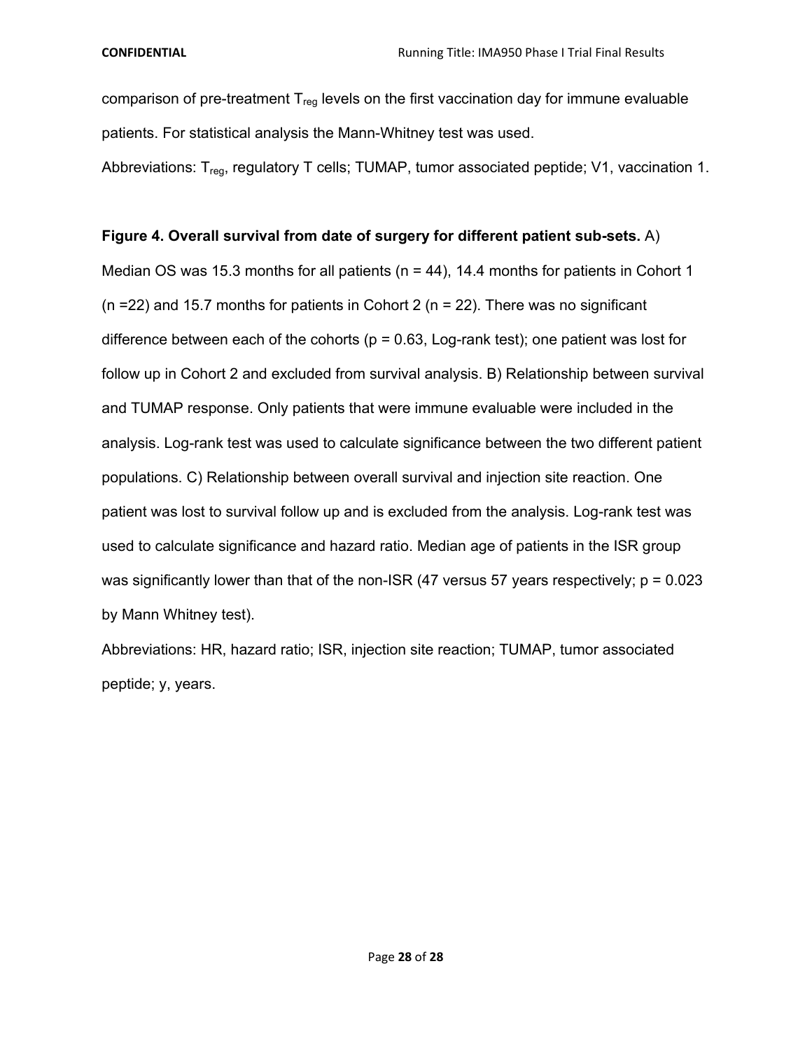comparison of pre-treatment $T_{reg}$ levels on the first vaccination day for immune evaluable patients. For statistical analysis the Mann-Whitney test was used.

Abbreviations: $T_{reg}$, regulatory T cells; TUMAP, tumor associated peptide; V1, vaccination 1.

**Figure 4. Overall survival from date of surgery for different patient sub-sets.** A) Median OS was 15.3 months for all patients (n = 44), 14.4 months for patients in Cohort 1 (n =22) and 15.7 months for patients in Cohort 2 (n = 22). There was no significant difference between each of the cohorts ($p = 0.63$, Log-rank test); one patient was lost for follow up in Cohort 2 and excluded from survival analysis. B) Relationship between survival and TUMAP response. Only patients that were immune evaluable were included in the analysis. Log-rank test was used to calculate significance between the two different patient populations. C) Relationship between overall survival and injection site reaction. One patient was lost to survival follow up and is excluded from the analysis. Log-rank test was used to calculate significance and hazard ratio. Median age of patients in the ISR group was significantly lower than that of the non-ISR (47 versus 57 years respectively; $p = 0.023$ by Mann Whitney test).

Abbreviations: HR, hazard ratio; ISR, injection site reaction; TUMAP, tumor associated peptide; y, years.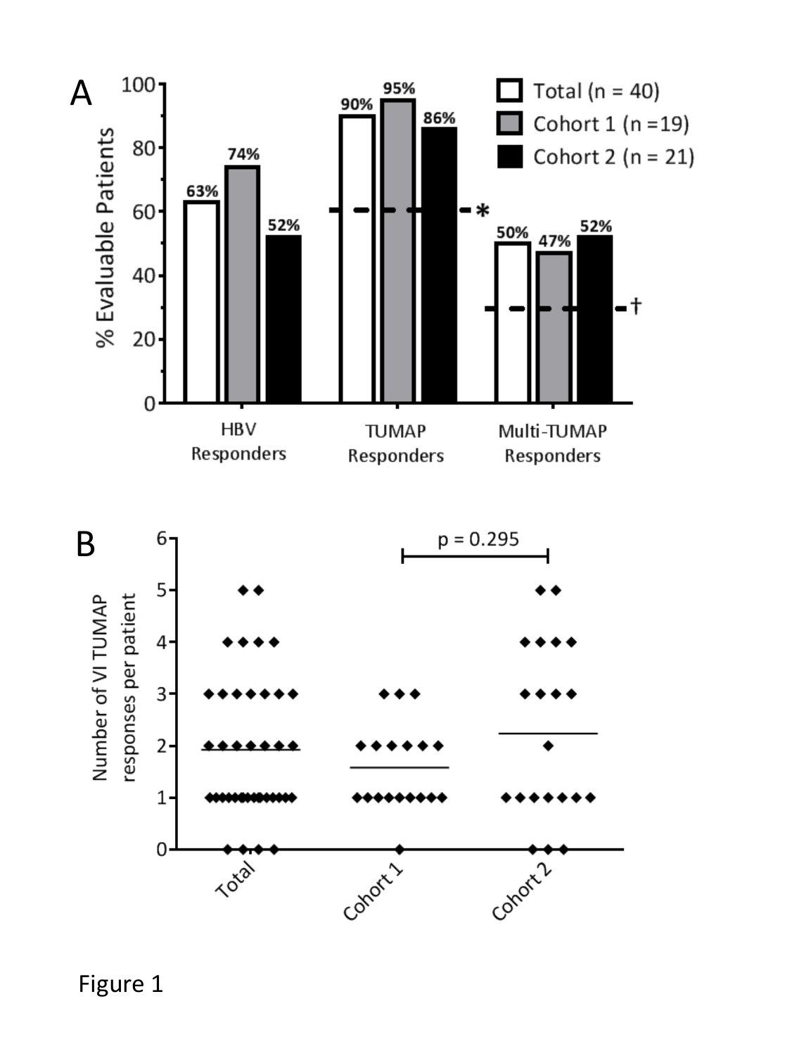Figure 1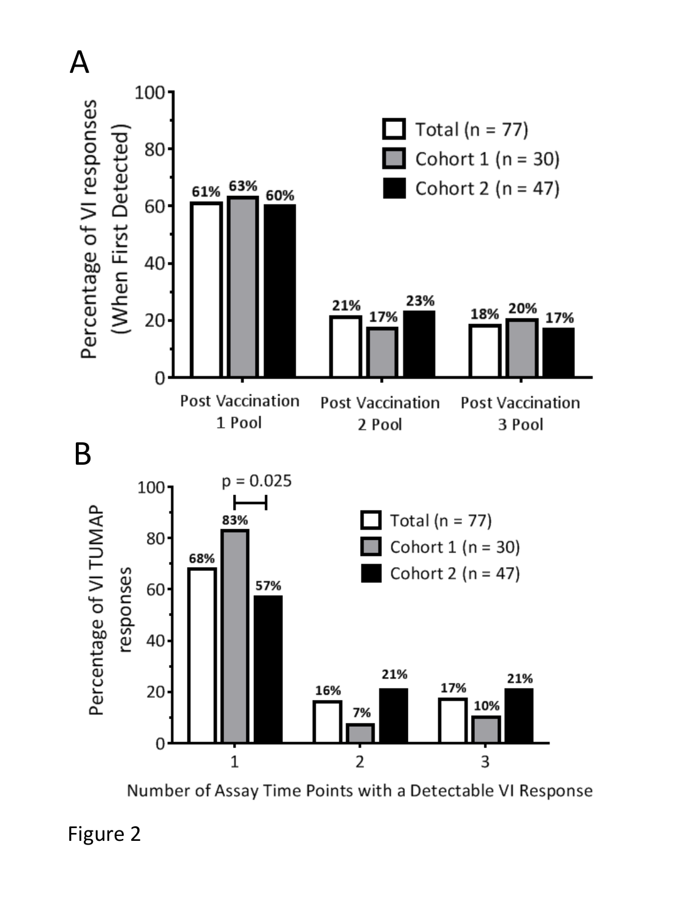Figure 2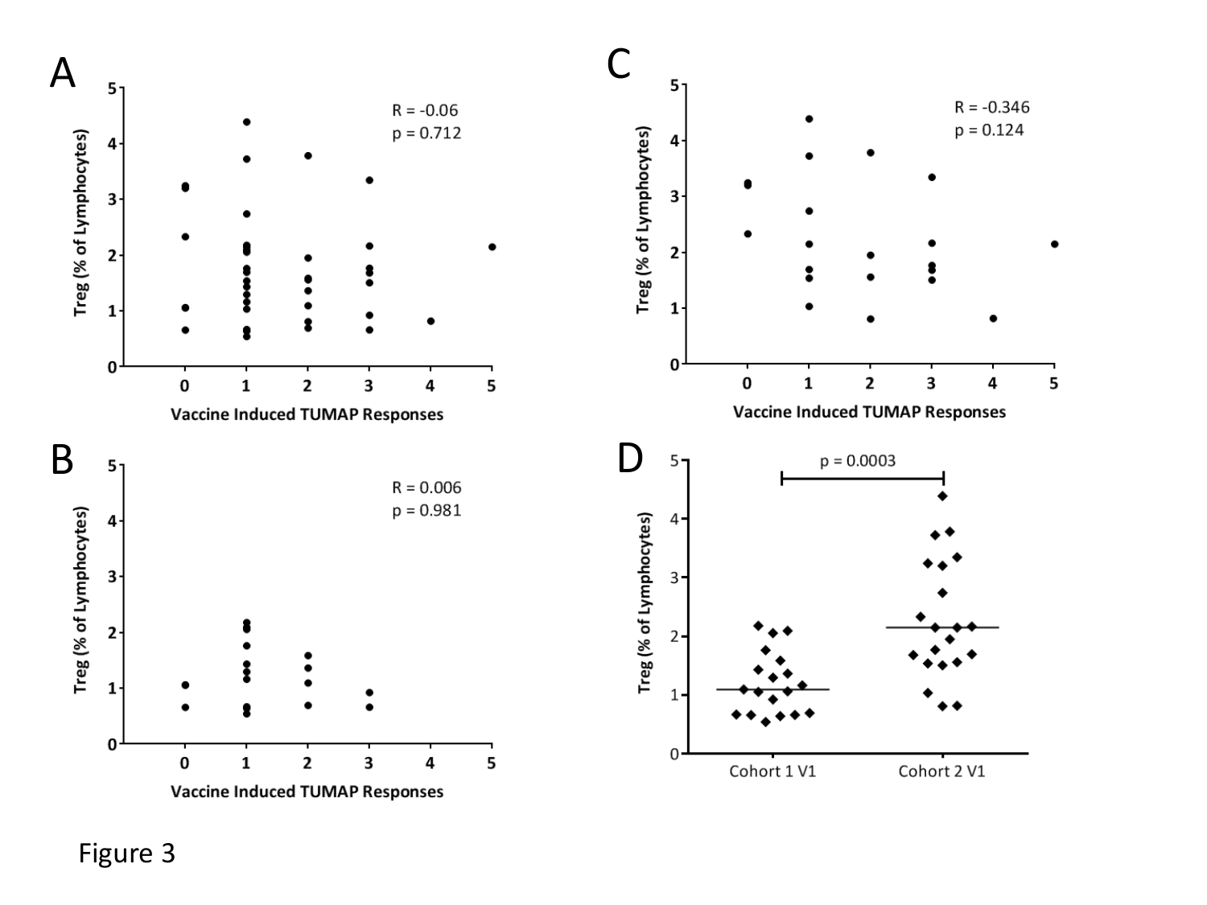Figure 3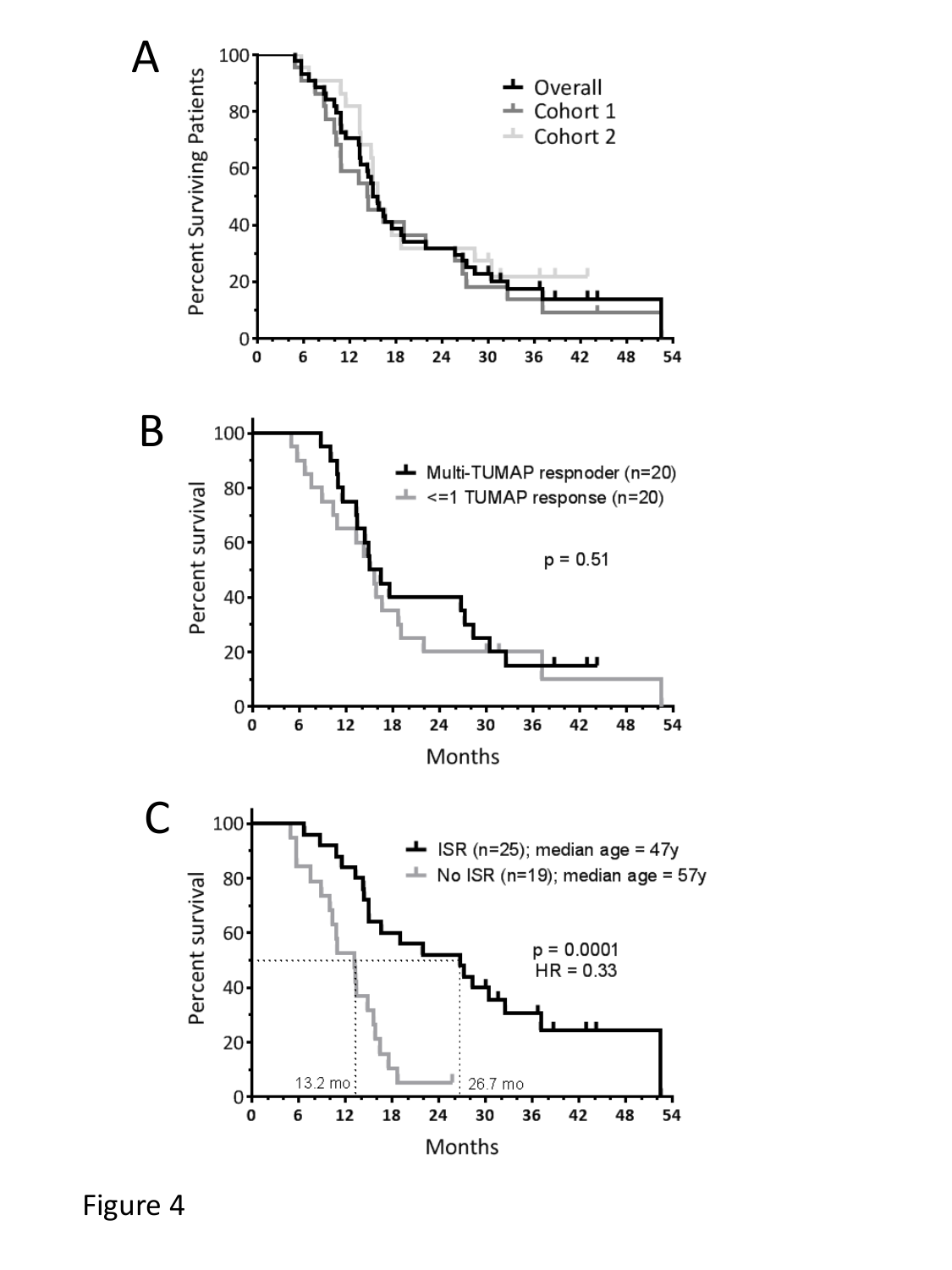A

100
80
60
40
20
0

Percent Surviving Patients

0 6 12 18 24 30 36 42 48 54

Overall
Cohort 1
Cohort 2

B

100
80
60
40
20
0

Percent survival

0 6 12 18 24 30 36 42 48 54

Months

Multi-TUMAP respnoder (n=20)
<=1 TUMAP response (n=20)

p = 0.51

C

100
80
60
40
20
0

Percent survival

0 6 12 18 24 30 36 42 48 54

Months

ISR (n=25); median age = 47y
No ISR (n=19); median age = 57y

p = 0.0001
HR = 0.33

13.2 mo
26.7 mo

Figure 4